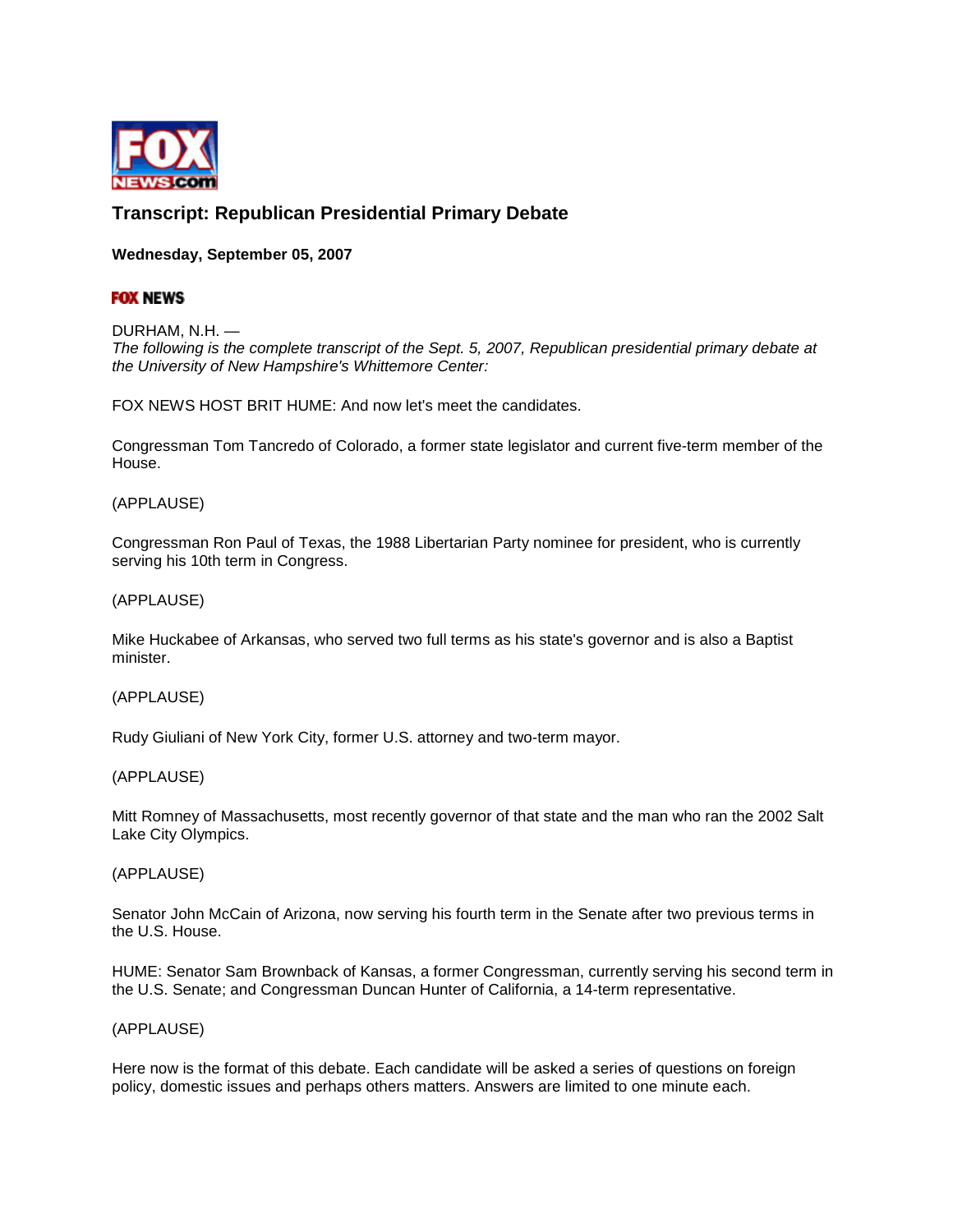# Transcript: Republican Presidential Primary Debate

**Wednesday, September 05, 2007**

DURHAM, N.H. —
*The following is the complete transcript of the Sept. 5, 2007, Republican presidential primary debate at the University of New Hampshire's Whittemore Center:*

FOX NEWS HOST BRIT HUME: And now let's meet the candidates.

Congressman Tom Tancredo of Colorado, a former state legislator and current five-term member of the House.

(APPLAUSE)

Congressman Ron Paul of Texas, the 1988 Libertarian Party nominee for president, who is currently serving his 10th term in Congress.

(APPLAUSE)

Mike Huckabee of Arkansas, who served two full terms as his state's governor and is also a Baptist minister.

(APPLAUSE)

Rudy Giuliani of New York City, former U.S. attorney and two-term mayor.

(APPLAUSE)

Mitt Romney of Massachusetts, most recently governor of that state and the man who ran the 2002 Salt Lake City Olympics.

(APPLAUSE)

Senator John McCain of Arizona, now serving his fourth term in the Senate after two previous terms in the U.S. House.

HUME: Senator Sam Brownback of Kansas, a former Congressman, currently serving his second term in the U.S. Senate; and Congressman Duncan Hunter of California, a 14-term representative.

(APPLAUSE)

Here now is the format of this debate. Each candidate will be asked a series of questions on foreign policy, domestic issues and perhaps others matters. Answers are limited to one minute each.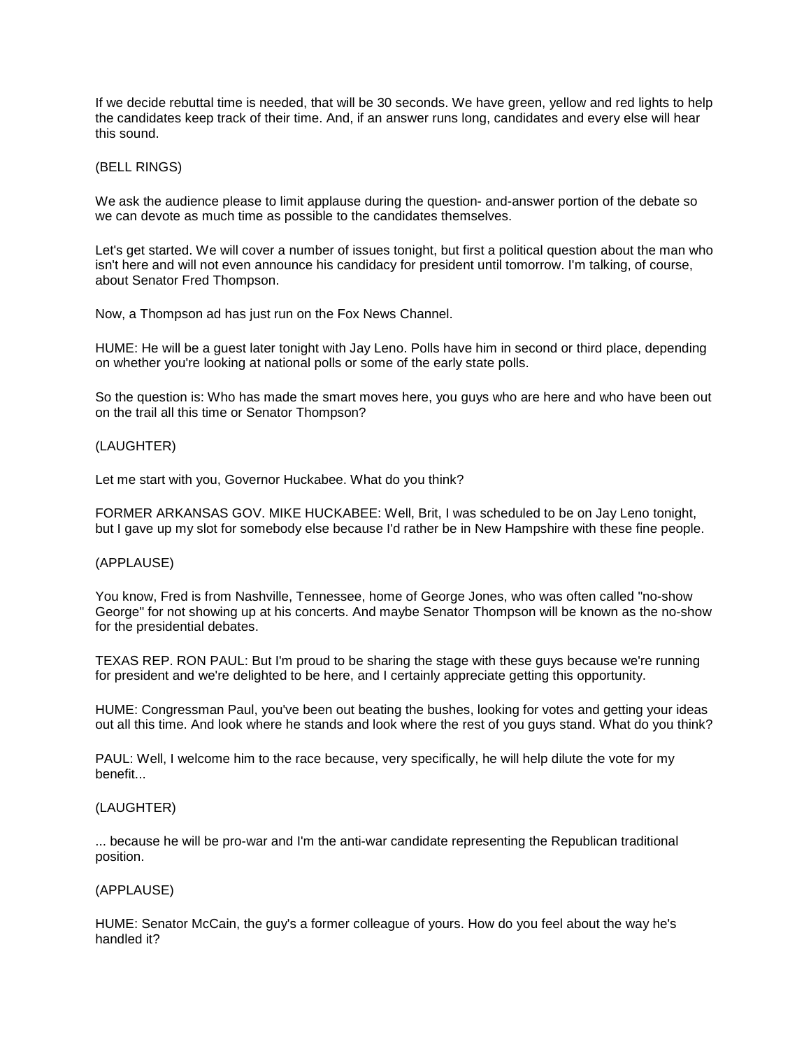If we decide rebuttal time is needed, that will be 30 seconds. We have green, yellow and red lights to help the candidates keep track of their time. And, if an answer runs long, candidates and every else will hear this sound.

(BELL RINGS)

We ask the audience please to limit applause during the question- and-answer portion of the debate so we can devote as much time as possible to the candidates themselves.

Let's get started. We will cover a number of issues tonight, but first a political question about the man who isn't here and will not even announce his candidacy for president until tomorrow. I'm talking, of course, about Senator Fred Thompson.

Now, a Thompson ad has just run on the Fox News Channel.

HUME: He will be a guest later tonight with Jay Leno. Polls have him in second or third place, depending on whether you're looking at national polls or some of the early state polls.

So the question is: Who has made the smart moves here, you guys who are here and who have been out on the trail all this time or Senator Thompson?

(LAUGHTER)

Let me start with you, Governor Huckabee. What do you think?

FORMER ARKANSAS GOV. MIKE HUCKABEE: Well, Brit, I was scheduled to be on Jay Leno tonight, but I gave up my slot for somebody else because I'd rather be in New Hampshire with these fine people.

(APPLAUSE)

You know, Fred is from Nashville, Tennessee, home of George Jones, who was often called "no-show George" for not showing up at his concerts. And maybe Senator Thompson will be known as the no-show for the presidential debates.

TEXAS REP. RON PAUL: But I'm proud to be sharing the stage with these guys because we're running for president and we're delighted to be here, and I certainly appreciate getting this opportunity.

HUME: Congressman Paul, you've been out beating the bushes, looking for votes and getting your ideas out all this time. And look where he stands and look where the rest of you guys stand. What do you think?

PAUL: Well, I welcome him to the race because, very specifically, he will help dilute the vote for my benefit...

(LAUGHTER)

... because he will be pro-war and I'm the anti-war candidate representing the Republican traditional position.

(APPLAUSE)

HUME: Senator McCain, the guy's a former colleague of yours. How do you feel about the way he's handled it?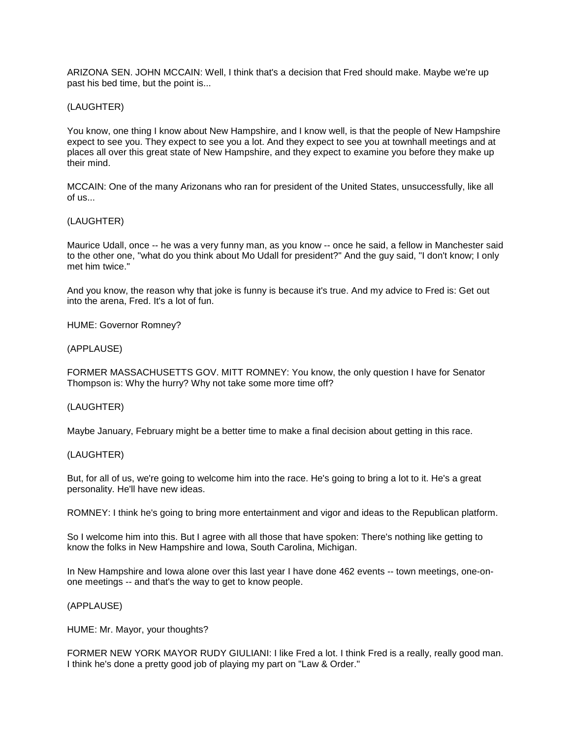ARIZONA SEN. JOHN MCCAIN: Well, I think that's a decision that Fred should make. Maybe we're up past his bed time, but the point is...

(LAUGHTER)

You know, one thing I know about New Hampshire, and I know well, is that the people of New Hampshire expect to see you. They expect to see you a lot. And they expect to see you at townhall meetings and at places all over this great state of New Hampshire, and they expect to examine you before they make up their mind.

MCCAIN: One of the many Arizonans who ran for president of the United States, unsuccessfully, like all of us...

(LAUGHTER)

Maurice Udall, once -- he was a very funny man, as you know -- once he said, a fellow in Manchester said to the other one, "what do you think about Mo Udall for president?" And the guy said, "I don't know; I only met him twice."

And you know, the reason why that joke is funny is because it's true. And my advice to Fred is: Get out into the arena, Fred. It's a lot of fun.

HUME: Governor Romney?

(APPLAUSE)

FORMER MASSACHUSETTS GOV. MITT ROMNEY: You know, the only question I have for Senator Thompson is: Why the hurry? Why not take some more time off?

(LAUGHTER)

Maybe January, February might be a better time to make a final decision about getting in this race.

(LAUGHTER)

But, for all of us, we're going to welcome him into the race. He's going to bring a lot to it. He's a great personality. He'll have new ideas.

ROMNEY: I think he's going to bring more entertainment and vigor and ideas to the Republican platform.

So I welcome him into this. But I agree with all those that have spoken: There's nothing like getting to know the folks in New Hampshire and Iowa, South Carolina, Michigan.

In New Hampshire and Iowa alone over this last year I have done 462 events -- town meetings, one-on-one meetings -- and that's the way to get to know people.

(APPLAUSE)

HUME: Mr. Mayor, your thoughts?

FORMER NEW YORK MAYOR RUDY GIULIANI: I like Fred a lot. I think Fred is a really, really good man. I think he's done a pretty good job of playing my part on "Law & Order."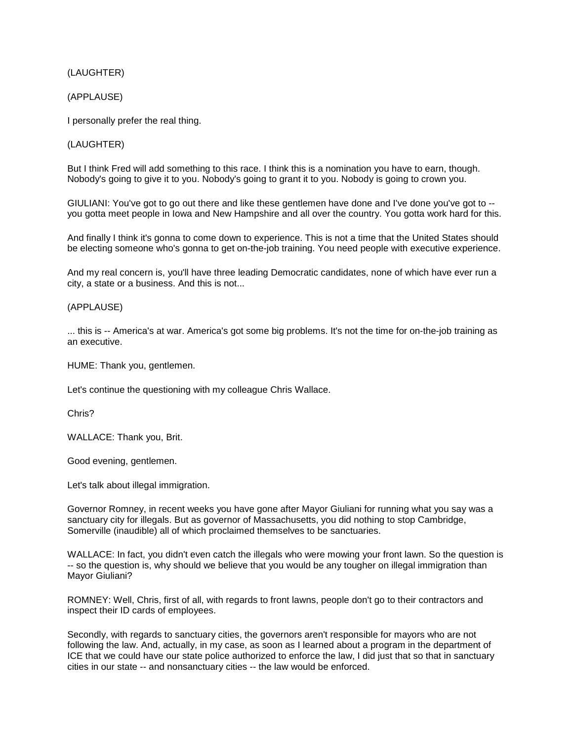(LAUGHTER)

(APPLAUSE)

I personally prefer the real thing.

(LAUGHTER)

But I think Fred will add something to this race. I think this is a nomination you have to earn, though. Nobody's going to give it to you. Nobody's going to grant it to you. Nobody is going to crown you.

GIULIANI: You've got to go out there and like these gentlemen have done and I've done you've got to -- you gotta meet people in Iowa and New Hampshire and all over the country. You gotta work hard for this.

And finally I think it's gonna to come down to experience. This is not a time that the United States should be electing someone who's gonna to get on-the-job training. You need people with executive experience.

And my real concern is, you'll have three leading Democratic candidates, none of which have ever run a city, a state or a business. And this is not...

(APPLAUSE)

... this is -- America's at war. America's got some big problems. It's not the time for on-the-job training as an executive.

HUME: Thank you, gentlemen.

Let's continue the questioning with my colleague Chris Wallace.

Chris?

WALLACE: Thank you, Brit.

Good evening, gentlemen.

Let's talk about illegal immigration.

Governor Romney, in recent weeks you have gone after Mayor Giuliani for running what you say was a sanctuary city for illegals. But as governor of Massachusetts, you did nothing to stop Cambridge, Somerville (inaudible) all of which proclaimed themselves to be sanctuaries.

WALLACE: In fact, you didn't even catch the illegals who were mowing your front lawn. So the question is -- so the question is, why should we believe that you would be any tougher on illegal immigration than Mayor Giuliani?

ROMNEY: Well, Chris, first of all, with regards to front lawns, people don't go to their contractors and inspect their ID cards of employees.

Secondly, with regards to sanctuary cities, the governors aren't responsible for mayors who are not following the law. And, actually, in my case, as soon as I learned about a program in the department of ICE that we could have our state police authorized to enforce the law, I did just that so that in sanctuary cities in our state -- and nonsanctuary cities -- the law would be enforced.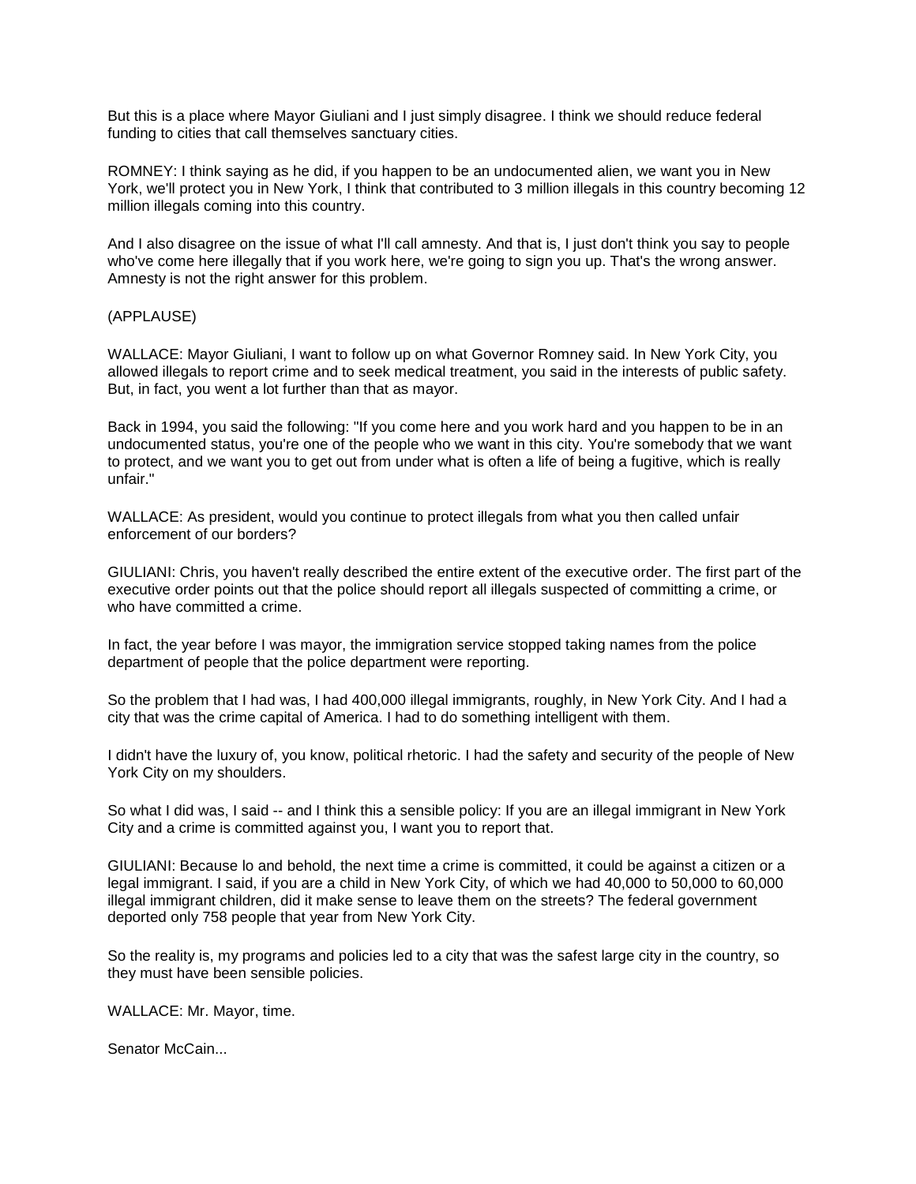But this is a place where Mayor Giuliani and I just simply disagree. I think we should reduce federal funding to cities that call themselves sanctuary cities.

ROMNEY: I think saying as he did, if you happen to be an undocumented alien, we want you in New York, we'll protect you in New York, I think that contributed to 3 million illegals in this country becoming 12 million illegals coming into this country.

And I also disagree on the issue of what I'll call amnesty. And that is, I just don't think you say to people who've come here illegally that if you work here, we're going to sign you up. That's the wrong answer. Amnesty is not the right answer for this problem.

(APPLAUSE)

WALLACE: Mayor Giuliani, I want to follow up on what Governor Romney said. In New York City, you allowed illegals to report crime and to seek medical treatment, you said in the interests of public safety. But, in fact, you went a lot further than that as mayor.

Back in 1994, you said the following: "If you come here and you work hard and you happen to be in an undocumented status, you're one of the people who we want in this city. You're somebody that we want to protect, and we want you to get out from under what is often a life of being a fugitive, which is really unfair."

WALLACE: As president, would you continue to protect illegals from what you then called unfair enforcement of our borders?

GIULIANI: Chris, you haven't really described the entire extent of the executive order. The first part of the executive order points out that the police should report all illegals suspected of committing a crime, or who have committed a crime.

In fact, the year before I was mayor, the immigration service stopped taking names from the police department of people that the police department were reporting.

So the problem that I had was, I had 400,000 illegal immigrants, roughly, in New York City. And I had a city that was the crime capital of America. I had to do something intelligent with them.

I didn't have the luxury of, you know, political rhetoric. I had the safety and security of the people of New York City on my shoulders.

So what I did was, I said -- and I think this a sensible policy: If you are an illegal immigrant in New York City and a crime is committed against you, I want you to report that.

GIULIANI: Because lo and behold, the next time a crime is committed, it could be against a citizen or a legal immigrant. I said, if you are a child in New York City, of which we had 40,000 to 50,000 to 60,000 illegal immigrant children, did it make sense to leave them on the streets? The federal government deported only 758 people that year from New York City.

So the reality is, my programs and policies led to a city that was the safest large city in the country, so they must have been sensible policies.

WALLACE: Mr. Mayor, time.

Senator McCain...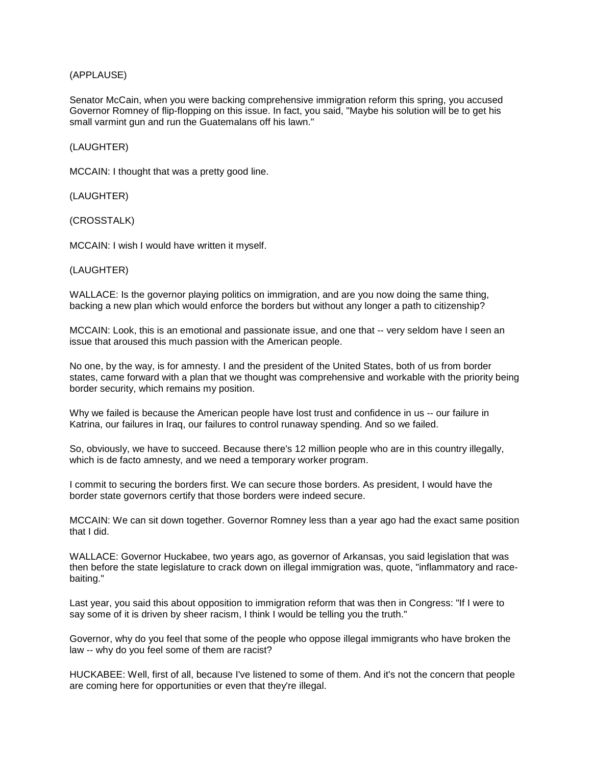(APPLAUSE)

Senator McCain, when you were backing comprehensive immigration reform this spring, you accused Governor Romney of flip-flopping on this issue. In fact, you said, "Maybe his solution will be to get his small varmint gun and run the Guatemalans off his lawn."

(LAUGHTER)

MCCAIN: I thought that was a pretty good line.

(LAUGHTER)

(CROSSTALK)

MCCAIN: I wish I would have written it myself.

(LAUGHTER)

WALLACE: Is the governor playing politics on immigration, and are you now doing the same thing, backing a new plan which would enforce the borders but without any longer a path to citizenship?

MCCAIN: Look, this is an emotional and passionate issue, and one that -- very seldom have I seen an issue that aroused this much passion with the American people.

No one, by the way, is for amnesty. I and the president of the United States, both of us from border states, came forward with a plan that we thought was comprehensive and workable with the priority being border security, which remains my position.

Why we failed is because the American people have lost trust and confidence in us -- our failure in Katrina, our failures in Iraq, our failures to control runaway spending. And so we failed.

So, obviously, we have to succeed. Because there's 12 million people who are in this country illegally, which is de facto amnesty, and we need a temporary worker program.

I commit to securing the borders first. We can secure those borders. As president, I would have the border state governors certify that those borders were indeed secure.

MCCAIN: We can sit down together. Governor Romney less than a year ago had the exact same position that I did.

WALLACE: Governor Huckabee, two years ago, as governor of Arkansas, you said legislation that was then before the state legislature to crack down on illegal immigration was, quote, "inflammatory and race-baiting."

Last year, you said this about opposition to immigration reform that was then in Congress: "If I were to say some of it is driven by sheer racism, I think I would be telling you the truth."

Governor, why do you feel that some of the people who oppose illegal immigrants who have broken the law -- why do you feel some of them are racist?

HUCKABEE: Well, first of all, because I've listened to some of them. And it's not the concern that people are coming here for opportunities or even that they're illegal.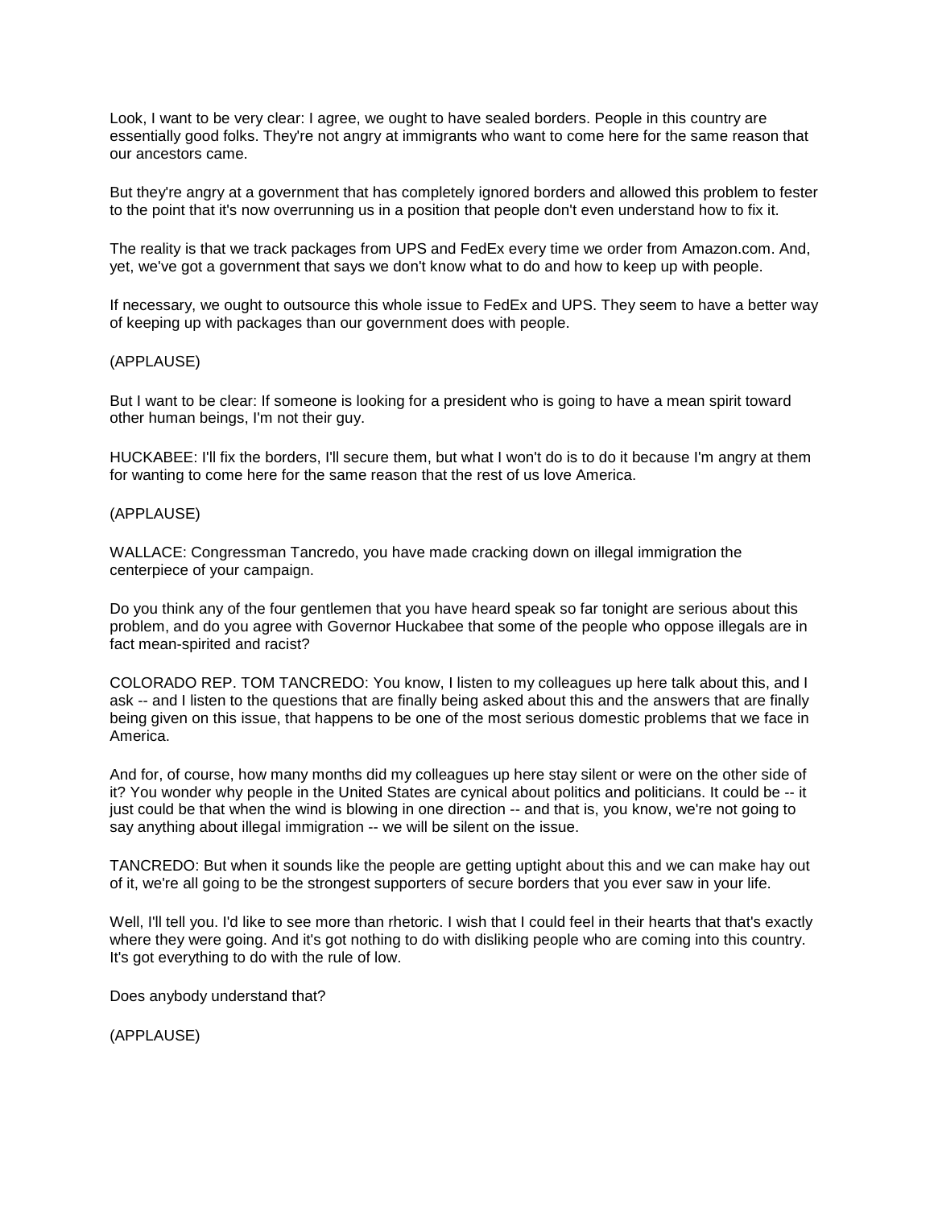Look, I want to be very clear: I agree, we ought to have sealed borders. People in this country are essentially good folks. They're not angry at immigrants who want to come here for the same reason that our ancestors came.

But they're angry at a government that has completely ignored borders and allowed this problem to fester to the point that it's now overrunning us in a position that people don't even understand how to fix it.

The reality is that we track packages from UPS and FedEx every time we order from Amazon.com. And, yet, we've got a government that says we don't know what to do and how to keep up with people.

If necessary, we ought to outsource this whole issue to FedEx and UPS. They seem to have a better way of keeping up with packages than our government does with people.

(APPLAUSE)

But I want to be clear: If someone is looking for a president who is going to have a mean spirit toward other human beings, I'm not their guy.

HUCKABEE: I'll fix the borders, I'll secure them, but what I won't do is to do it because I'm angry at them for wanting to come here for the same reason that the rest of us love America.

(APPLAUSE)

WALLACE: Congressman Tancredo, you have made cracking down on illegal immigration the centerpiece of your campaign.

Do you think any of the four gentlemen that you have heard speak so far tonight are serious about this problem, and do you agree with Governor Huckabee that some of the people who oppose illegals are in fact mean-spirited and racist?

COLORADO REP. TOM TANCREDO: You know, I listen to my colleagues up here talk about this, and I ask -- and I listen to the questions that are finally being asked about this and the answers that are finally being given on this issue, that happens to be one of the most serious domestic problems that we face in America.

And for, of course, how many months did my colleagues up here stay silent or were on the other side of it? You wonder why people in the United States are cynical about politics and politicians. It could be -- it just could be that when the wind is blowing in one direction -- and that is, you know, we're not going to say anything about illegal immigration -- we will be silent on the issue.

TANCREDO: But when it sounds like the people are getting uptight about this and we can make hay out of it, we're all going to be the strongest supporters of secure borders that you ever saw in your life.

Well, I'll tell you. I'd like to see more than rhetoric. I wish that I could feel in their hearts that that's exactly where they were going. And it's got nothing to do with disliking people who are coming into this country. It's got everything to do with the rule of low.

Does anybody understand that?

(APPLAUSE)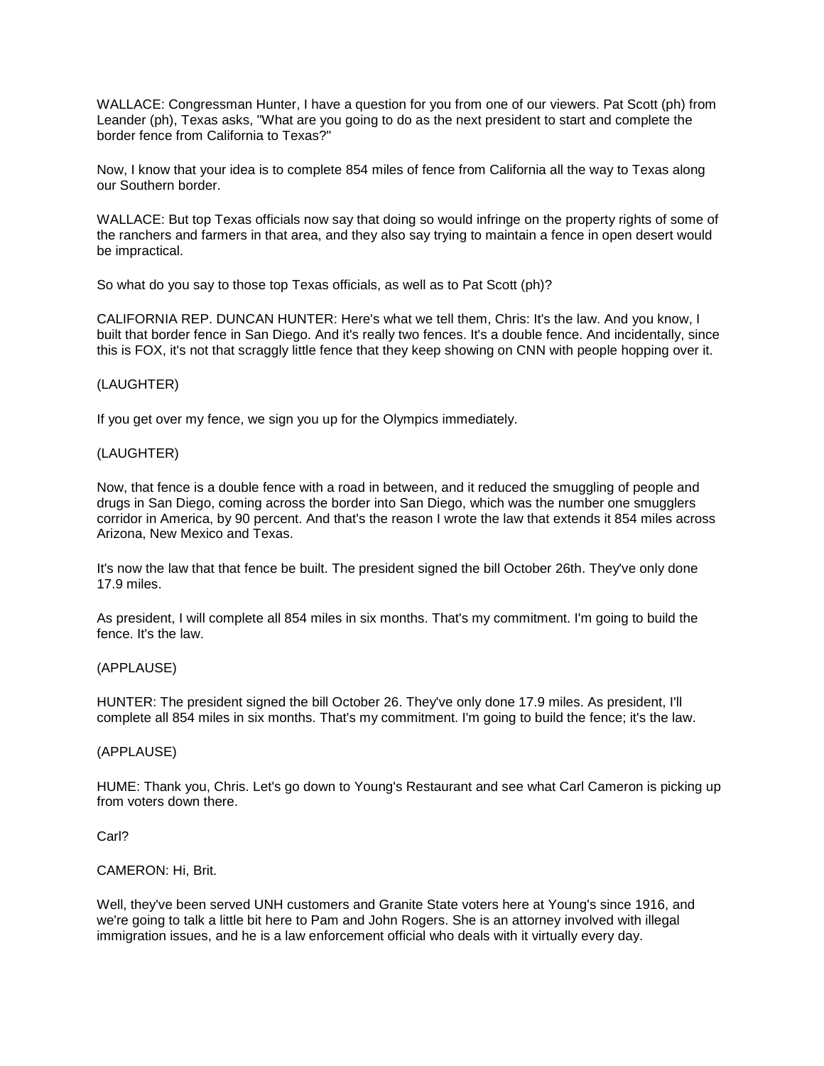WALLACE: Congressman Hunter, I have a question for you from one of our viewers. Pat Scott (ph) from Leander (ph), Texas asks, "What are you going to do as the next president to start and complete the border fence from California to Texas?"

Now, I know that your idea is to complete 854 miles of fence from California all the way to Texas along our Southern border.

WALLACE: But top Texas officials now say that doing so would infringe on the property rights of some of the ranchers and farmers in that area, and they also say trying to maintain a fence in open desert would be impractical.

So what do you say to those top Texas officials, as well as to Pat Scott (ph)?

CALIFORNIA REP. DUNCAN HUNTER: Here's what we tell them, Chris: It's the law. And you know, I built that border fence in San Diego. And it's really two fences. It's a double fence. And incidentally, since this is FOX, it's not that scraggly little fence that they keep showing on CNN with people hopping over it.

(LAUGHTER)

If you get over my fence, we sign you up for the Olympics immediately.

(LAUGHTER)

Now, that fence is a double fence with a road in between, and it reduced the smuggling of people and drugs in San Diego, coming across the border into San Diego, which was the number one smugglers corridor in America, by 90 percent. And that's the reason I wrote the law that extends it 854 miles across Arizona, New Mexico and Texas.

It's now the law that that fence be built. The president signed the bill October 26th. They've only done 17.9 miles.

As president, I will complete all 854 miles in six months. That's my commitment. I'm going to build the fence. It's the law.

(APPLAUSE)

HUNTER: The president signed the bill October 26. They've only done 17.9 miles. As president, I'll complete all 854 miles in six months. That's my commitment. I'm going to build the fence; it's the law.

(APPLAUSE)

HUME: Thank you, Chris. Let's go down to Young's Restaurant and see what Carl Cameron is picking up from voters down there.

Carl?

CAMERON: Hi, Brit.

Well, they've been served UNH customers and Granite State voters here at Young's since 1916, and we're going to talk a little bit here to Pam and John Rogers. She is an attorney involved with illegal immigration issues, and he is a law enforcement official who deals with it virtually every day.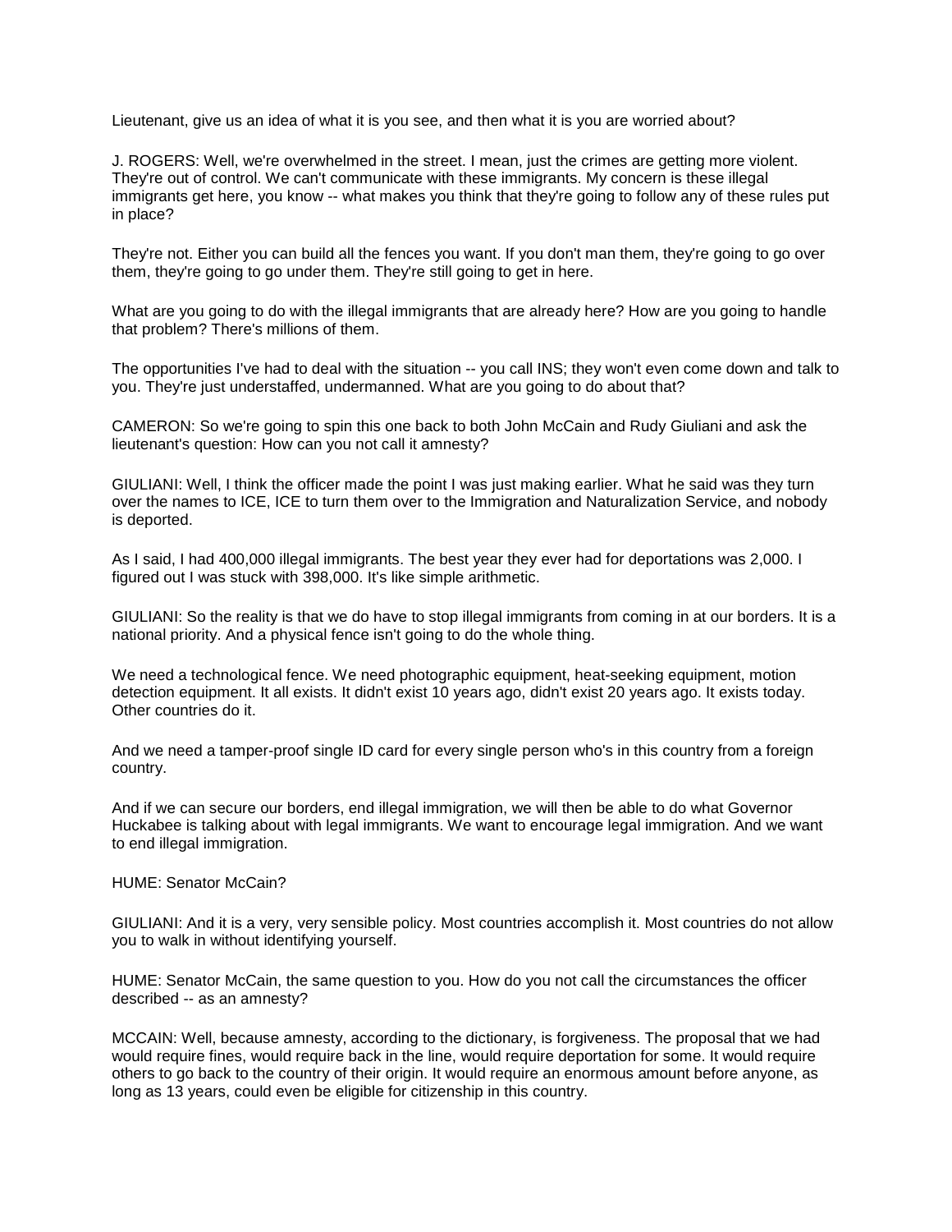Lieutenant, give us an idea of what it is you see, and then what it is you are worried about?

J. ROGERS: Well, we're overwhelmed in the street. I mean, just the crimes are getting more violent. They're out of control. We can't communicate with these immigrants. My concern is these illegal immigrants get here, you know -- what makes you think that they're going to follow any of these rules put in place?

They're not. Either you can build all the fences you want. If you don't man them, they're going to go over them, they're going to go under them. They're still going to get in here.

What are you going to do with the illegal immigrants that are already here? How are you going to handle that problem? There's millions of them.

The opportunities I've had to deal with the situation -- you call INS; they won't even come down and talk to you. They're just understaffed, undermanned. What are you going to do about that?

CAMERON: So we're going to spin this one back to both John McCain and Rudy Giuliani and ask the lieutenant's question: How can you not call it amnesty?

GIULIANI: Well, I think the officer made the point I was just making earlier. What he said was they turn over the names to ICE, ICE to turn them over to the Immigration and Naturalization Service, and nobody is deported.

As I said, I had 400,000 illegal immigrants. The best year they ever had for deportations was 2,000. I figured out I was stuck with 398,000. It's like simple arithmetic.

GIULIANI: So the reality is that we do have to stop illegal immigrants from coming in at our borders. It is a national priority. And a physical fence isn't going to do the whole thing.

We need a technological fence. We need photographic equipment, heat-seeking equipment, motion detection equipment. It all exists. It didn't exist 10 years ago, didn't exist 20 years ago. It exists today. Other countries do it.

And we need a tamper-proof single ID card for every single person who's in this country from a foreign country.

And if we can secure our borders, end illegal immigration, we will then be able to do what Governor Huckabee is talking about with legal immigrants. We want to encourage legal immigration. And we want to end illegal immigration.

HUME: Senator McCain?

GIULIANI: And it is a very, very sensible policy. Most countries accomplish it. Most countries do not allow you to walk in without identifying yourself.

HUME: Senator McCain, the same question to you. How do you not call the circumstances the officer described -- as an amnesty?

MCCAIN: Well, because amnesty, according to the dictionary, is forgiveness. The proposal that we had would require fines, would require back in the line, would require deportation for some. It would require others to go back to the country of their origin. It would require an enormous amount before anyone, as long as 13 years, could even be eligible for citizenship in this country.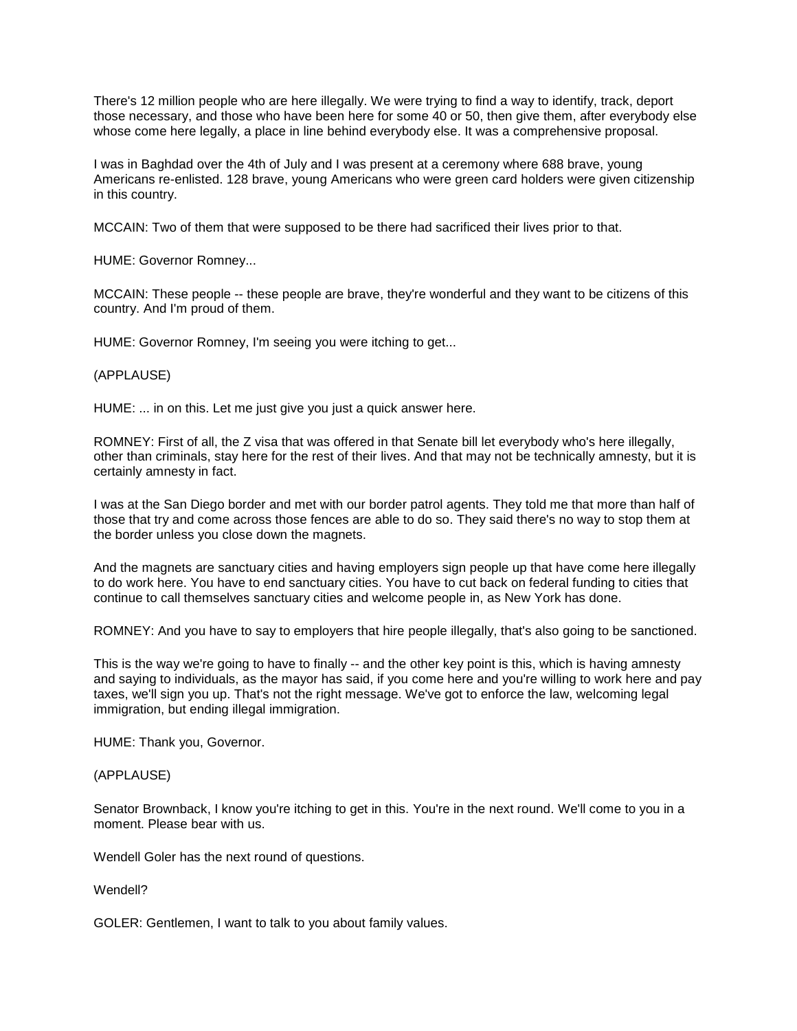There's 12 million people who are here illegally. We were trying to find a way to identify, track, deport those necessary, and those who have been here for some 40 or 50, then give them, after everybody else whose come here legally, a place in line behind everybody else. It was a comprehensive proposal.

I was in Baghdad over the 4th of July and I was present at a ceremony where 688 brave, young Americans re-enlisted. 128 brave, young Americans who were green card holders were given citizenship in this country.

MCCAIN: Two of them that were supposed to be there had sacrificed their lives prior to that.

HUME: Governor Romney...

MCCAIN: These people -- these people are brave, they're wonderful and they want to be citizens of this country. And I'm proud of them.

HUME: Governor Romney, I'm seeing you were itching to get...

(APPLAUSE)

HUME: ... in on this. Let me just give you just a quick answer here.

ROMNEY: First of all, the Z visa that was offered in that Senate bill let everybody who's here illegally, other than criminals, stay here for the rest of their lives. And that may not be technically amnesty, but it is certainly amnesty in fact.

I was at the San Diego border and met with our border patrol agents. They told me that more than half of those that try and come across those fences are able to do so. They said there's no way to stop them at the border unless you close down the magnets.

And the magnets are sanctuary cities and having employers sign people up that have come here illegally to do work here. You have to end sanctuary cities. You have to cut back on federal funding to cities that continue to call themselves sanctuary cities and welcome people in, as New York has done.

ROMNEY: And you have to say to employers that hire people illegally, that's also going to be sanctioned.

This is the way we're going to have to finally -- and the other key point is this, which is having amnesty and saying to individuals, as the mayor has said, if you come here and you're willing to work here and pay taxes, we'll sign you up. That's not the right message. We've got to enforce the law, welcoming legal immigration, but ending illegal immigration.

HUME: Thank you, Governor.

(APPLAUSE)

Senator Brownback, I know you're itching to get in this. You're in the next round. We'll come to you in a moment. Please bear with us.

Wendell Goler has the next round of questions.

Wendell?

GOLER: Gentlemen, I want to talk to you about family values.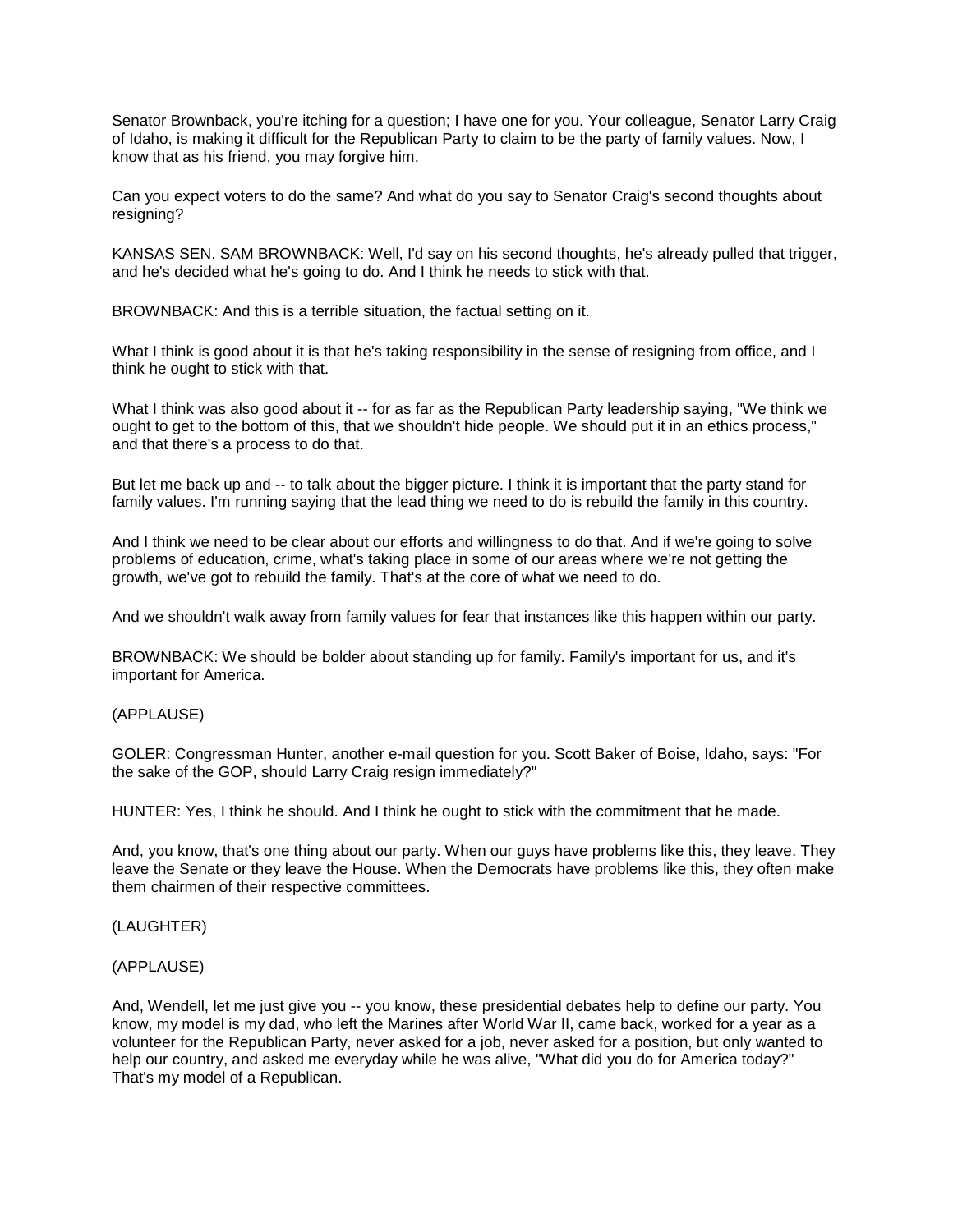Senator Brownback, you're itching for a question; I have one for you. Your colleague, Senator Larry Craig of Idaho, is making it difficult for the Republican Party to claim to be the party of family values. Now, I know that as his friend, you may forgive him.

Can you expect voters to do the same? And what do you say to Senator Craig's second thoughts about resigning?

KANSAS SEN. SAM BROWNBACK: Well, I'd say on his second thoughts, he's already pulled that trigger, and he's decided what he's going to do. And I think he needs to stick with that.

BROWNBACK: And this is a terrible situation, the factual setting on it.

What I think is good about it is that he's taking responsibility in the sense of resigning from office, and I think he ought to stick with that.

What I think was also good about it -- for as far as the Republican Party leadership saying, "We think we ought to get to the bottom of this, that we shouldn't hide people. We should put it in an ethics process," and that there's a process to do that.

But let me back up and -- to talk about the bigger picture. I think it is important that the party stand for family values. I'm running saying that the lead thing we need to do is rebuild the family in this country.

And I think we need to be clear about our efforts and willingness to do that. And if we're going to solve problems of education, crime, what's taking place in some of our areas where we're not getting the growth, we've got to rebuild the family. That's at the core of what we need to do.

And we shouldn't walk away from family values for fear that instances like this happen within our party.

BROWNBACK: We should be bolder about standing up for family. Family's important for us, and it's important for America.

(APPLAUSE)

GOLER: Congressman Hunter, another e-mail question for you. Scott Baker of Boise, Idaho, says: "For the sake of the GOP, should Larry Craig resign immediately?"

HUNTER: Yes, I think he should. And I think he ought to stick with the commitment that he made.

And, you know, that's one thing about our party. When our guys have problems like this, they leave. They leave the Senate or they leave the House. When the Democrats have problems like this, they often make them chairmen of their respective committees.

(LAUGHTER)

(APPLAUSE)

And, Wendell, let me just give you -- you know, these presidential debates help to define our party. You know, my model is my dad, who left the Marines after World War II, came back, worked for a year as a volunteer for the Republican Party, never asked for a job, never asked for a position, but only wanted to help our country, and asked me everyday while he was alive, "What did you do for America today?" That's my model of a Republican.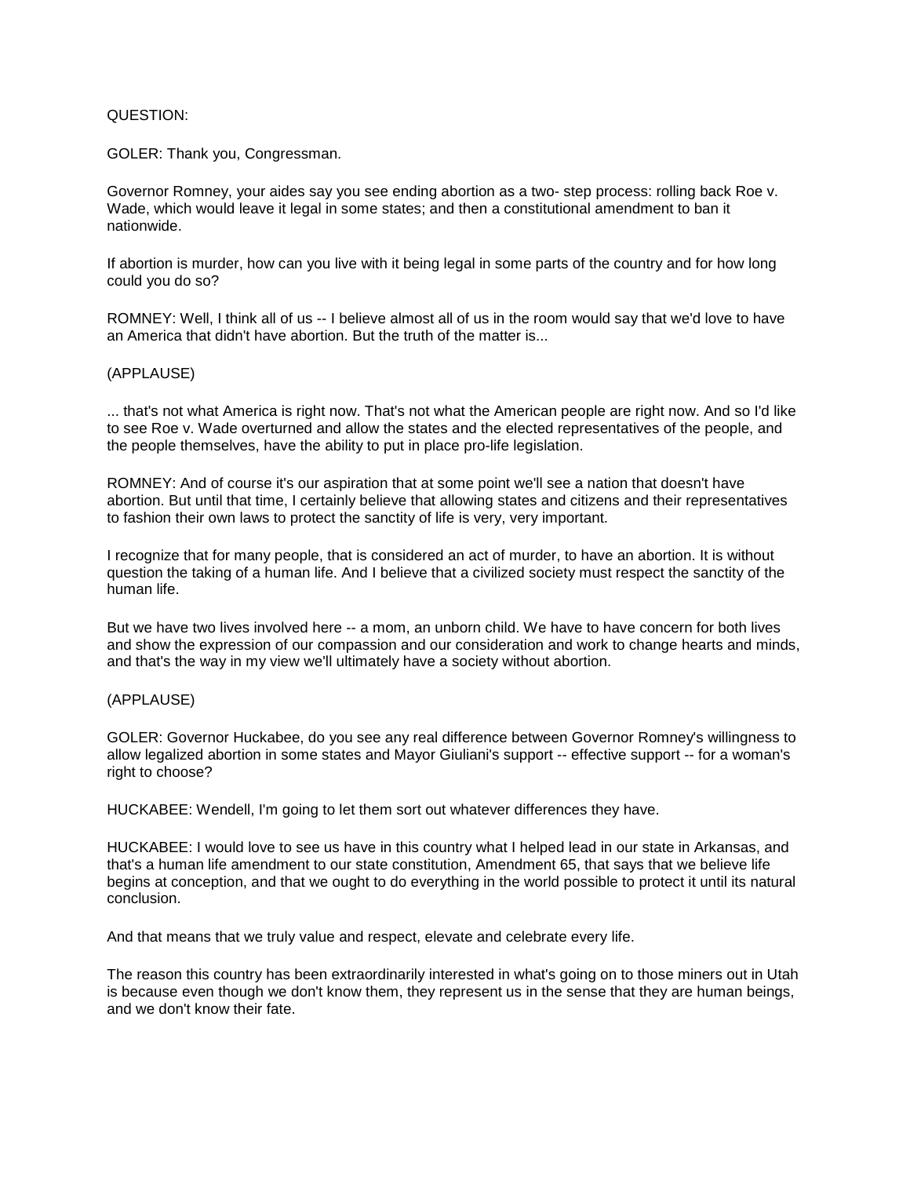QUESTION:

GOLER: Thank you, Congressman.

Governor Romney, your aides say you see ending abortion as a two- step process: rolling back Roe v. Wade, which would leave it legal in some states; and then a constitutional amendment to ban it nationwide.

If abortion is murder, how can you live with it being legal in some parts of the country and for how long could you do so?

ROMNEY: Well, I think all of us -- I believe almost all of us in the room would say that we'd love to have an America that didn't have abortion. But the truth of the matter is...

(APPLAUSE)

... that's not what America is right now. That's not what the American people are right now. And so I'd like to see Roe v. Wade overturned and allow the states and the elected representatives of the people, and the people themselves, have the ability to put in place pro-life legislation.

ROMNEY: And of course it's our aspiration that at some point we'll see a nation that doesn't have abortion. But until that time, I certainly believe that allowing states and citizens and their representatives to fashion their own laws to protect the sanctity of life is very, very important.

I recognize that for many people, that is considered an act of murder, to have an abortion. It is without question the taking of a human life. And I believe that a civilized society must respect the sanctity of the human life.

But we have two lives involved here -- a mom, an unborn child. We have to have concern for both lives and show the expression of our compassion and our consideration and work to change hearts and minds, and that's the way in my view we'll ultimately have a society without abortion.

(APPLAUSE)

GOLER: Governor Huckabee, do you see any real difference between Governor Romney's willingness to allow legalized abortion in some states and Mayor Giuliani's support -- effective support -- for a woman's right to choose?

HUCKABEE: Wendell, I'm going to let them sort out whatever differences they have.

HUCKABEE: I would love to see us have in this country what I helped lead in our state in Arkansas, and that's a human life amendment to our state constitution, Amendment 65, that says that we believe life begins at conception, and that we ought to do everything in the world possible to protect it until its natural conclusion.

And that means that we truly value and respect, elevate and celebrate every life.

The reason this country has been extraordinarily interested in what's going on to those miners out in Utah is because even though we don't know them, they represent us in the sense that they are human beings, and we don't know their fate.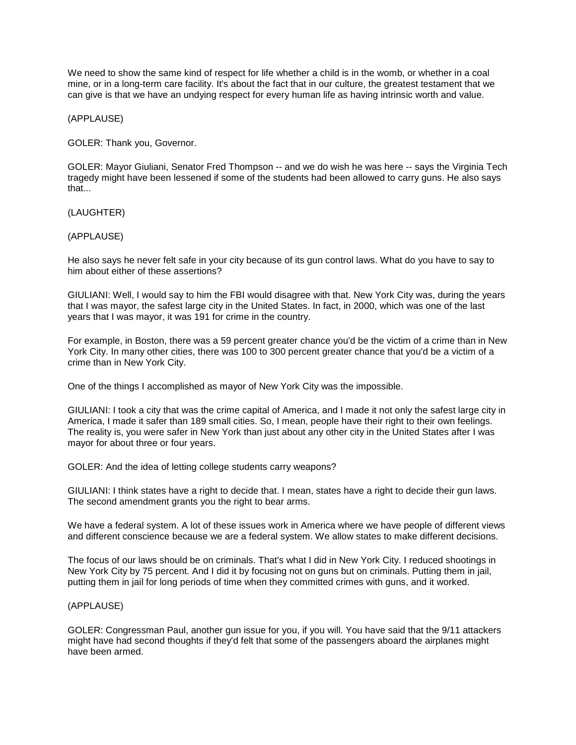We need to show the same kind of respect for life whether a child is in the womb, or whether in a coal mine, or in a long-term care facility. It's about the fact that in our culture, the greatest testament that we can give is that we have an undying respect for every human life as having intrinsic worth and value.

(APPLAUSE)

GOLER: Thank you, Governor.

GOLER: Mayor Giuliani, Senator Fred Thompson -- and we do wish he was here -- says the Virginia Tech tragedy might have been lessened if some of the students had been allowed to carry guns. He also says that...

(LAUGHTER)

(APPLAUSE)

He also says he never felt safe in your city because of its gun control laws. What do you have to say to him about either of these assertions?

GIULIANI: Well, I would say to him the FBI would disagree with that. New York City was, during the years that I was mayor, the safest large city in the United States. In fact, in 2000, which was one of the last years that I was mayor, it was 191 for crime in the country.

For example, in Boston, there was a 59 percent greater chance you'd be the victim of a crime than in New York City. In many other cities, there was 100 to 300 percent greater chance that you'd be a victim of a crime than in New York City.

One of the things I accomplished as mayor of New York City was the impossible.

GIULIANI: I took a city that was the crime capital of America, and I made it not only the safest large city in America, I made it safer than 189 small cities. So, I mean, people have their right to their own feelings. The reality is, you were safer in New York than just about any other city in the United States after I was mayor for about three or four years.

GOLER: And the idea of letting college students carry weapons?

GIULIANI: I think states have a right to decide that. I mean, states have a right to decide their gun laws. The second amendment grants you the right to bear arms.

We have a federal system. A lot of these issues work in America where we have people of different views and different conscience because we are a federal system. We allow states to make different decisions.

The focus of our laws should be on criminals. That's what I did in New York City. I reduced shootings in New York City by 75 percent. And I did it by focusing not on guns but on criminals. Putting them in jail, putting them in jail for long periods of time when they committed crimes with guns, and it worked.

(APPLAUSE)

GOLER: Congressman Paul, another gun issue for you, if you will. You have said that the 9/11 attackers might have had second thoughts if they'd felt that some of the passengers aboard the airplanes might have been armed.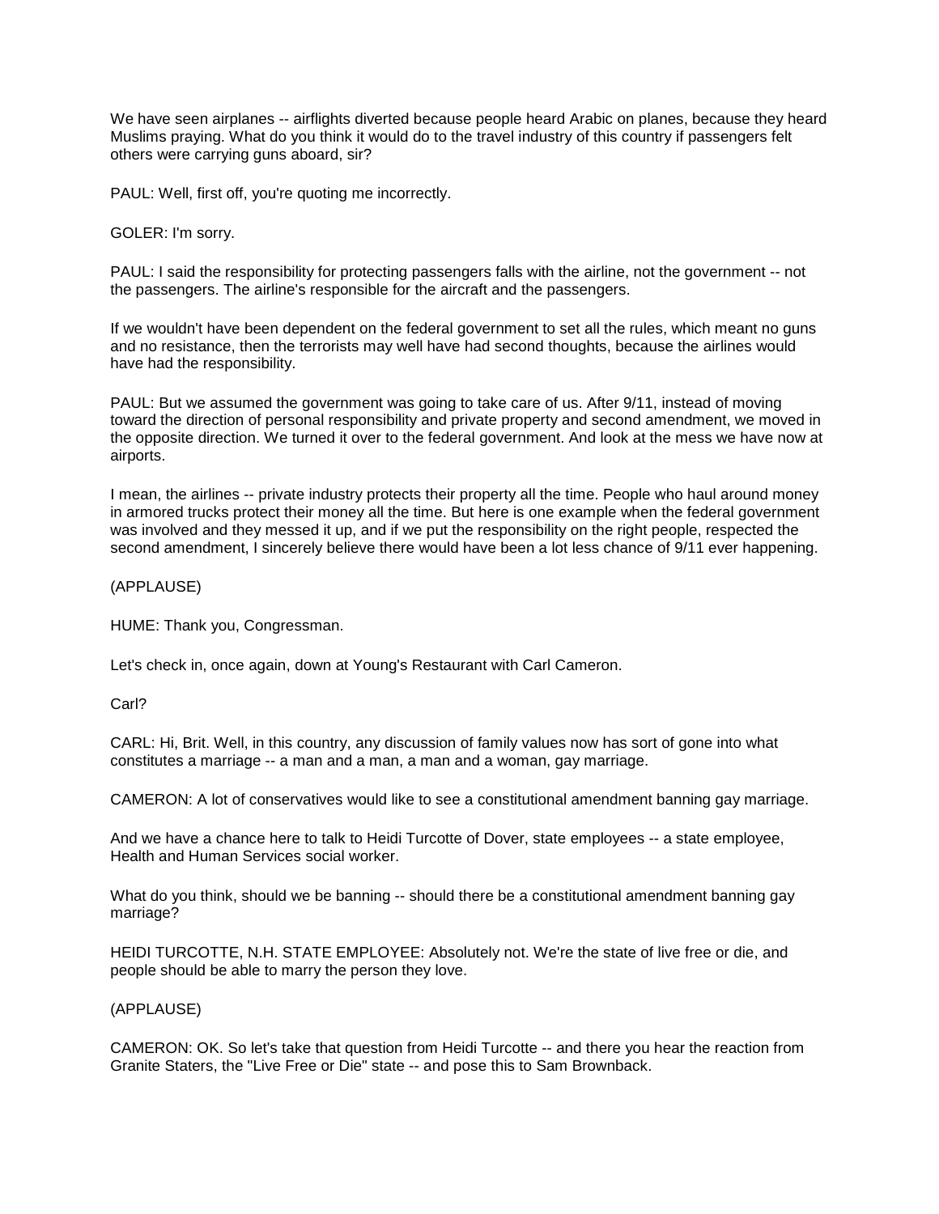We have seen airplanes -- airflights diverted because people heard Arabic on planes, because they heard Muslims praying. What do you think it would do to the travel industry of this country if passengers felt others were carrying guns aboard, sir?

PAUL: Well, first off, you're quoting me incorrectly.

GOLER: I'm sorry.

PAUL: I said the responsibility for protecting passengers falls with the airline, not the government -- not the passengers. The airline's responsible for the aircraft and the passengers.

If we wouldn't have been dependent on the federal government to set all the rules, which meant no guns and no resistance, then the terrorists may well have had second thoughts, because the airlines would have had the responsibility.

PAUL: But we assumed the government was going to take care of us. After 9/11, instead of moving toward the direction of personal responsibility and private property and second amendment, we moved in the opposite direction. We turned it over to the federal government. And look at the mess we have now at airports.

I mean, the airlines -- private industry protects their property all the time. People who haul around money in armored trucks protect their money all the time. But here is one example when the federal government was involved and they messed it up, and if we put the responsibility on the right people, respected the second amendment, I sincerely believe there would have been a lot less chance of 9/11 ever happening.

(APPLAUSE)

HUME: Thank you, Congressman.

Let's check in, once again, down at Young's Restaurant with Carl Cameron.

Carl?

CARL: Hi, Brit. Well, in this country, any discussion of family values now has sort of gone into what constitutes a marriage -- a man and a man, a man and a woman, gay marriage.

CAMERON: A lot of conservatives would like to see a constitutional amendment banning gay marriage.

And we have a chance here to talk to Heidi Turcotte of Dover, state employees -- a state employee, Health and Human Services social worker.

What do you think, should we be banning -- should there be a constitutional amendment banning gay marriage?

HEIDI TURCOTTE, N.H. STATE EMPLOYEE: Absolutely not. We're the state of live free or die, and people should be able to marry the person they love.

(APPLAUSE)

CAMERON: OK. So let's take that question from Heidi Turcotte -- and there you hear the reaction from Granite Staters, the "Live Free or Die" state -- and pose this to Sam Brownback.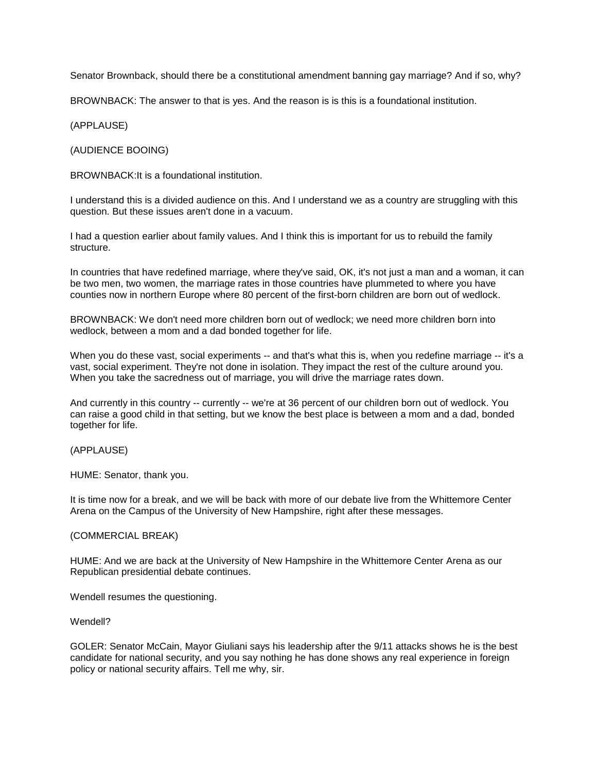Senator Brownback, should there be a constitutional amendment banning gay marriage? And if so, why?

BROWNBACK: The answer to that is yes. And the reason is is this is a foundational institution.

(APPLAUSE)

(AUDIENCE BOOING)

BROWNBACK:It is a foundational institution.

I understand this is a divided audience on this. And I understand we as a country are struggling with this question. But these issues aren't done in a vacuum.

I had a question earlier about family values. And I think this is important for us to rebuild the family structure.

In countries that have redefined marriage, where they've said, OK, it's not just a man and a woman, it can be two men, two women, the marriage rates in those countries have plummeted to where you have counties now in northern Europe where 80 percent of the first-born children are born out of wedlock.

BROWNBACK: We don't need more children born out of wedlock; we need more children born into wedlock, between a mom and a dad bonded together for life.

When you do these vast, social experiments -- and that's what this is, when you redefine marriage -- it's a vast, social experiment. They're not done in isolation. They impact the rest of the culture around you. When you take the sacredness out of marriage, you will drive the marriage rates down.

And currently in this country -- currently -- we're at 36 percent of our children born out of wedlock. You can raise a good child in that setting, but we know the best place is between a mom and a dad, bonded together for life.

(APPLAUSE)

HUME: Senator, thank you.

It is time now for a break, and we will be back with more of our debate live from the Whittemore Center Arena on the Campus of the University of New Hampshire, right after these messages.

(COMMERCIAL BREAK)

HUME: And we are back at the University of New Hampshire in the Whittemore Center Arena as our Republican presidential debate continues.

Wendell resumes the questioning.

Wendell?

GOLER: Senator McCain, Mayor Giuliani says his leadership after the 9/11 attacks shows he is the best candidate for national security, and you say nothing he has done shows any real experience in foreign policy or national security affairs. Tell me why, sir.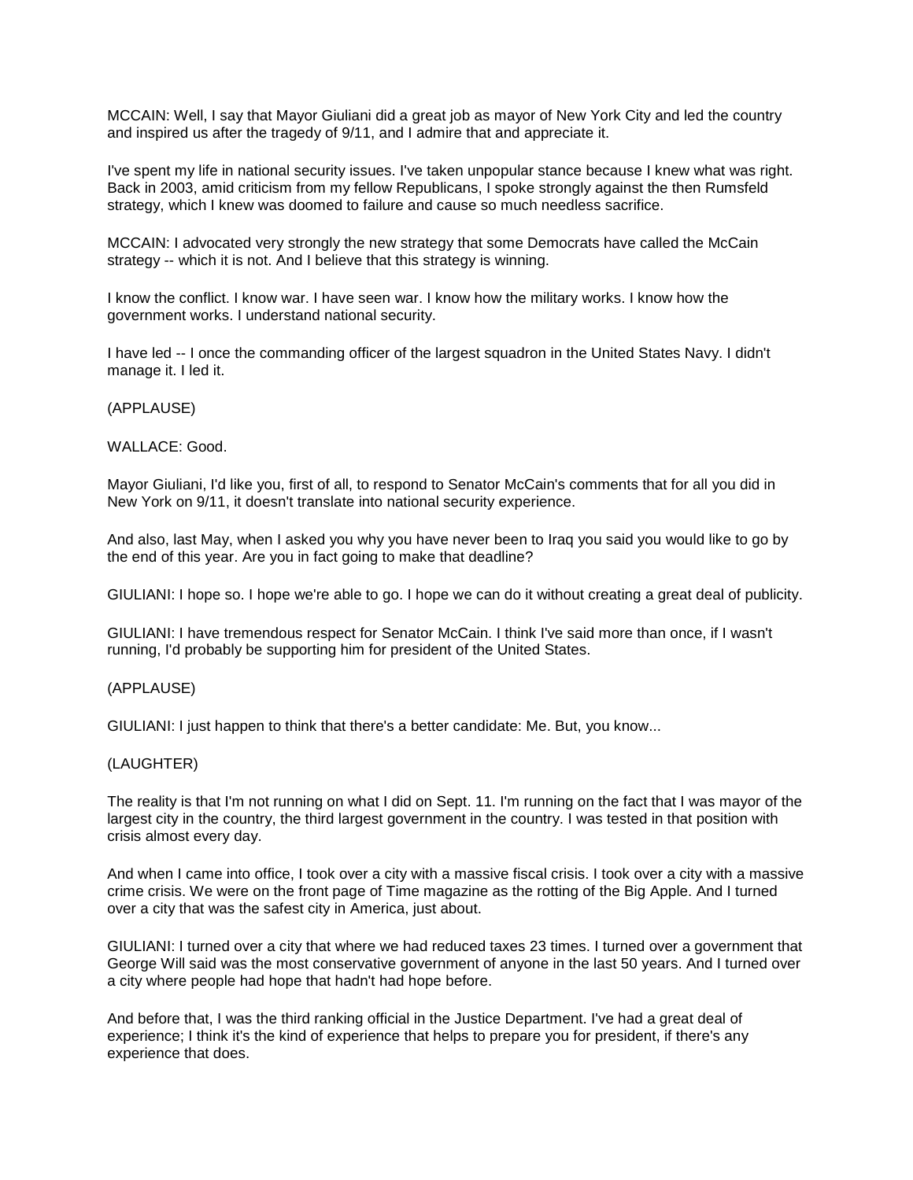MCCAIN: Well, I say that Mayor Giuliani did a great job as mayor of New York City and led the country and inspired us after the tragedy of 9/11, and I admire that and appreciate it.

I've spent my life in national security issues. I've taken unpopular stance because I knew what was right. Back in 2003, amid criticism from my fellow Republicans, I spoke strongly against the then Rumsfeld strategy, which I knew was doomed to failure and cause so much needless sacrifice.

MCCAIN: I advocated very strongly the new strategy that some Democrats have called the McCain strategy -- which it is not. And I believe that this strategy is winning.

I know the conflict. I know war. I have seen war. I know how the military works. I know how the government works. I understand national security.

I have led -- I once the commanding officer of the largest squadron in the United States Navy. I didn't manage it. I led it.

(APPLAUSE)

WALLACE: Good.

Mayor Giuliani, I'd like you, first of all, to respond to Senator McCain's comments that for all you did in New York on 9/11, it doesn't translate into national security experience.

And also, last May, when I asked you why you have never been to Iraq you said you would like to go by the end of this year. Are you in fact going to make that deadline?

GIULIANI: I hope so. I hope we're able to go. I hope we can do it without creating a great deal of publicity.

GIULIANI: I have tremendous respect for Senator McCain. I think I've said more than once, if I wasn't running, I'd probably be supporting him for president of the United States.

(APPLAUSE)

GIULIANI: I just happen to think that there's a better candidate: Me. But, you know...

(LAUGHTER)

The reality is that I'm not running on what I did on Sept. 11. I'm running on the fact that I was mayor of the largest city in the country, the third largest government in the country. I was tested in that position with crisis almost every day.

And when I came into office, I took over a city with a massive fiscal crisis. I took over a city with a massive crime crisis. We were on the front page of Time magazine as the rotting of the Big Apple. And I turned over a city that was the safest city in America, just about.

GIULIANI: I turned over a city that where we had reduced taxes 23 times. I turned over a government that George Will said was the most conservative government of anyone in the last 50 years. And I turned over a city where people had hope that hadn't had hope before.

And before that, I was the third ranking official in the Justice Department. I've had a great deal of experience; I think it's the kind of experience that helps to prepare you for president, if there's any experience that does.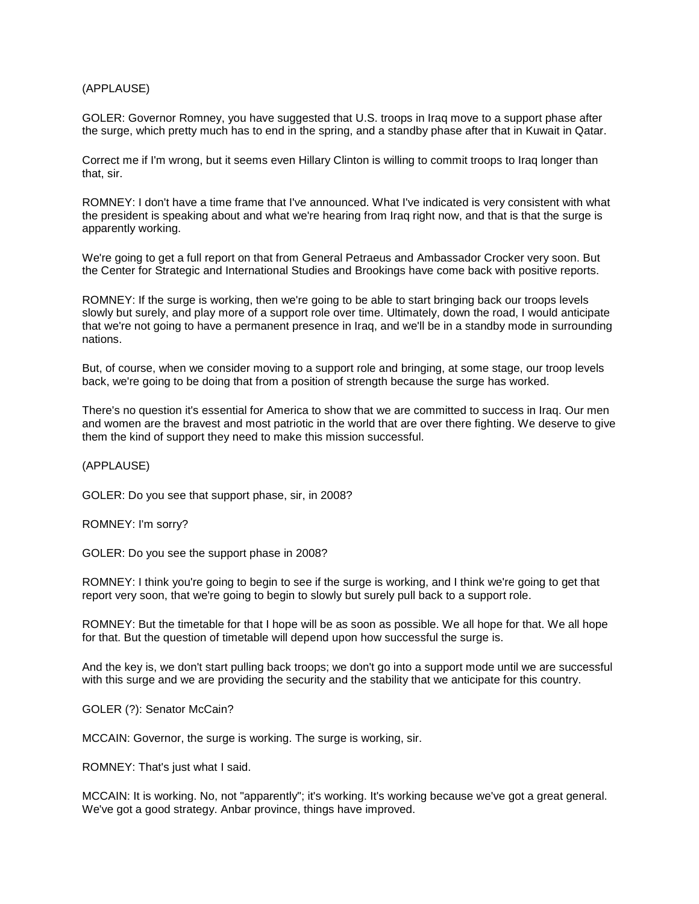(APPLAUSE)

GOLER: Governor Romney, you have suggested that U.S. troops in Iraq move to a support phase after the surge, which pretty much has to end in the spring, and a standby phase after that in Kuwait in Qatar.

Correct me if I'm wrong, but it seems even Hillary Clinton is willing to commit troops to Iraq longer than that, sir.

ROMNEY: I don't have a time frame that I've announced. What I've indicated is very consistent with what the president is speaking about and what we're hearing from Iraq right now, and that is that the surge is apparently working.

We're going to get a full report on that from General Petraeus and Ambassador Crocker very soon. But the Center for Strategic and International Studies and Brookings have come back with positive reports.

ROMNEY: If the surge is working, then we're going to be able to start bringing back our troops levels slowly but surely, and play more of a support role over time. Ultimately, down the road, I would anticipate that we're not going to have a permanent presence in Iraq, and we'll be in a standby mode in surrounding nations.

But, of course, when we consider moving to a support role and bringing, at some stage, our troop levels back, we're going to be doing that from a position of strength because the surge has worked.

There's no question it's essential for America to show that we are committed to success in Iraq. Our men and women are the bravest and most patriotic in the world that are over there fighting. We deserve to give them the kind of support they need to make this mission successful.

(APPLAUSE)

GOLER: Do you see that support phase, sir, in 2008?

ROMNEY: I'm sorry?

GOLER: Do you see the support phase in 2008?

ROMNEY: I think you're going to begin to see if the surge is working, and I think we're going to get that report very soon, that we're going to begin to slowly but surely pull back to a support role.

ROMNEY: But the timetable for that I hope will be as soon as possible. We all hope for that. We all hope for that. But the question of timetable will depend upon how successful the surge is.

And the key is, we don't start pulling back troops; we don't go into a support mode until we are successful with this surge and we are providing the security and the stability that we anticipate for this country.

GOLER (?): Senator McCain?

MCCAIN: Governor, the surge is working. The surge is working, sir.

ROMNEY: That's just what I said.

MCCAIN: It is working. No, not "apparently"; it's working. It's working because we've got a great general. We've got a good strategy. Anbar province, things have improved.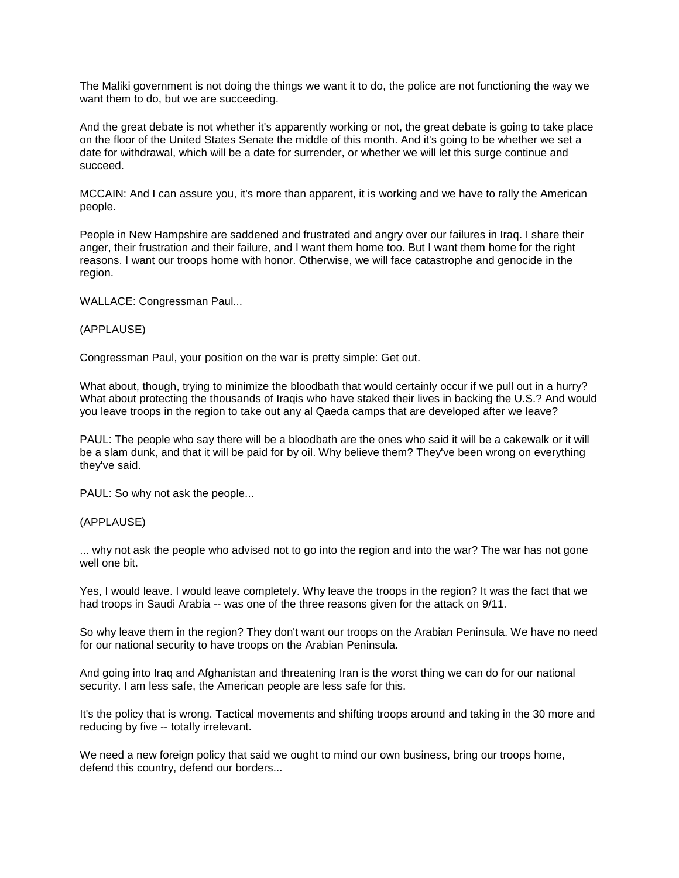The Maliki government is not doing the things we want it to do, the police are not functioning the way we want them to do, but we are succeeding.

And the great debate is not whether it's apparently working or not, the great debate is going to take place on the floor of the United States Senate the middle of this month. And it's going to be whether we set a date for withdrawal, which will be a date for surrender, or whether we will let this surge continue and succeed.

MCCAIN: And I can assure you, it's more than apparent, it is working and we have to rally the American people.

People in New Hampshire are saddened and frustrated and angry over our failures in Iraq. I share their anger, their frustration and their failure, and I want them home too. But I want them home for the right reasons. I want our troops home with honor. Otherwise, we will face catastrophe and genocide in the region.

WALLACE: Congressman Paul...

(APPLAUSE)

Congressman Paul, your position on the war is pretty simple: Get out.

What about, though, trying to minimize the bloodbath that would certainly occur if we pull out in a hurry? What about protecting the thousands of Iraqis who have staked their lives in backing the U.S.? And would you leave troops in the region to take out any al Qaeda camps that are developed after we leave?

PAUL: The people who say there will be a bloodbath are the ones who said it will be a cakewalk or it will be a slam dunk, and that it will be paid for by oil. Why believe them? They've been wrong on everything they've said.

PAUL: So why not ask the people...

(APPLAUSE)

... why not ask the people who advised not to go into the region and into the war? The war has not gone well one bit.

Yes, I would leave. I would leave completely. Why leave the troops in the region? It was the fact that we had troops in Saudi Arabia -- was one of the three reasons given for the attack on 9/11.

So why leave them in the region? They don't want our troops on the Arabian Peninsula. We have no need for our national security to have troops on the Arabian Peninsula.

And going into Iraq and Afghanistan and threatening Iran is the worst thing we can do for our national security. I am less safe, the American people are less safe for this.

It's the policy that is wrong. Tactical movements and shifting troops around and taking in the 30 more and reducing by five -- totally irrelevant.

We need a new foreign policy that said we ought to mind our own business, bring our troops home, defend this country, defend our borders...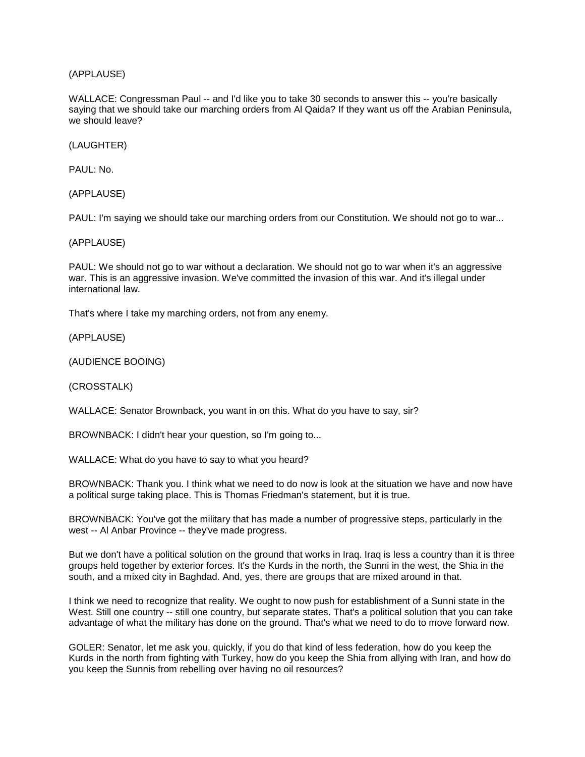(APPLAUSE)

WALLACE: Congressman Paul -- and I'd like you to take 30 seconds to answer this -- you're basically saying that we should take our marching orders from Al Qaida? If they want us off the Arabian Peninsula, we should leave?

(LAUGHTER)

PAUL: No.

(APPLAUSE)

PAUL: I'm saying we should take our marching orders from our Constitution. We should not go to war...

(APPLAUSE)

PAUL: We should not go to war without a declaration. We should not go to war when it's an aggressive war. This is an aggressive invasion. We've committed the invasion of this war. And it's illegal under international law.

That's where I take my marching orders, not from any enemy.

(APPLAUSE)

(AUDIENCE BOOING)

(CROSSTALK)

WALLACE: Senator Brownback, you want in on this. What do you have to say, sir?

BROWNBACK: I didn't hear your question, so I'm going to...

WALLACE: What do you have to say to what you heard?

BROWNBACK: Thank you. I think what we need to do now is look at the situation we have and now have a political surge taking place. This is Thomas Friedman's statement, but it is true.

BROWNBACK: You've got the military that has made a number of progressive steps, particularly in the west -- Al Anbar Province -- they've made progress.

But we don't have a political solution on the ground that works in Iraq. Iraq is less a country than it is three groups held together by exterior forces. It's the Kurds in the north, the Sunni in the west, the Shia in the south, and a mixed city in Baghdad. And, yes, there are groups that are mixed around in that.

I think we need to recognize that reality. We ought to now push for establishment of a Sunni state in the West. Still one country -- still one country, but separate states. That's a political solution that you can take advantage of what the military has done on the ground. That's what we need to do to move forward now.

GOLER: Senator, let me ask you, quickly, if you do that kind of less federation, how do you keep the Kurds in the north from fighting with Turkey, how do you keep the Shia from allying with Iran, and how do you keep the Sunnis from rebelling over having no oil resources?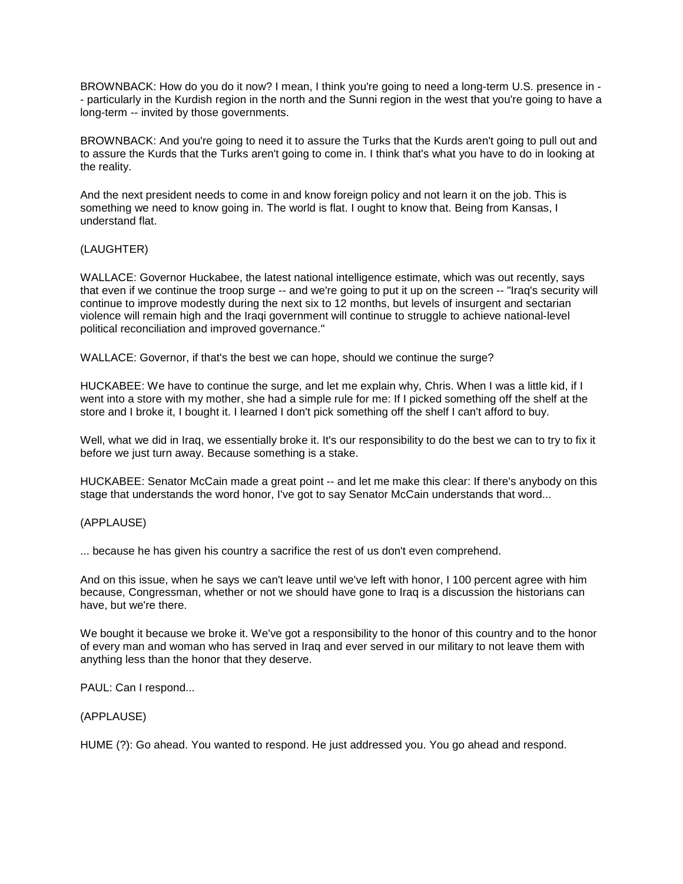BROWNBACK: How do you do it now? I mean, I think you're going to need a long-term U.S. presence in -- particularly in the Kurdish region in the north and the Sunni region in the west that you're going to have a long-term -- invited by those governments.

BROWNBACK: And you're going to need it to assure the Turks that the Kurds aren't going to pull out and to assure the Kurds that the Turks aren't going to come in. I think that's what you have to do in looking at the reality.

And the next president needs to come in and know foreign policy and not learn it on the job. This is something we need to know going in. The world is flat. I ought to know that. Being from Kansas, I understand flat.

(LAUGHTER)

WALLACE: Governor Huckabee, the latest national intelligence estimate, which was out recently, says that even if we continue the troop surge -- and we're going to put it up on the screen -- "Iraq's security will continue to improve modestly during the next six to 12 months, but levels of insurgent and sectarian violence will remain high and the Iraqi government will continue to struggle to achieve national-level political reconciliation and improved governance."

WALLACE: Governor, if that's the best we can hope, should we continue the surge?

HUCKABEE: We have to continue the surge, and let me explain why, Chris. When I was a little kid, if I went into a store with my mother, she had a simple rule for me: If I picked something off the shelf at the store and I broke it, I bought it. I learned I don't pick something off the shelf I can't afford to buy.

Well, what we did in Iraq, we essentially broke it. It's our responsibility to do the best we can to try to fix it before we just turn away. Because something is a stake.

HUCKABEE: Senator McCain made a great point -- and let me make this clear: If there's anybody on this stage that understands the word honor, I've got to say Senator McCain understands that word...

(APPLAUSE)

... because he has given his country a sacrifice the rest of us don't even comprehend.

And on this issue, when he says we can't leave until we've left with honor, I 100 percent agree with him because, Congressman, whether or not we should have gone to Iraq is a discussion the historians can have, but we're there.

We bought it because we broke it. We've got a responsibility to the honor of this country and to the honor of every man and woman who has served in Iraq and ever served in our military to not leave them with anything less than the honor that they deserve.

PAUL: Can I respond...

(APPLAUSE)

HUME (?): Go ahead. You wanted to respond. He just addressed you. You go ahead and respond.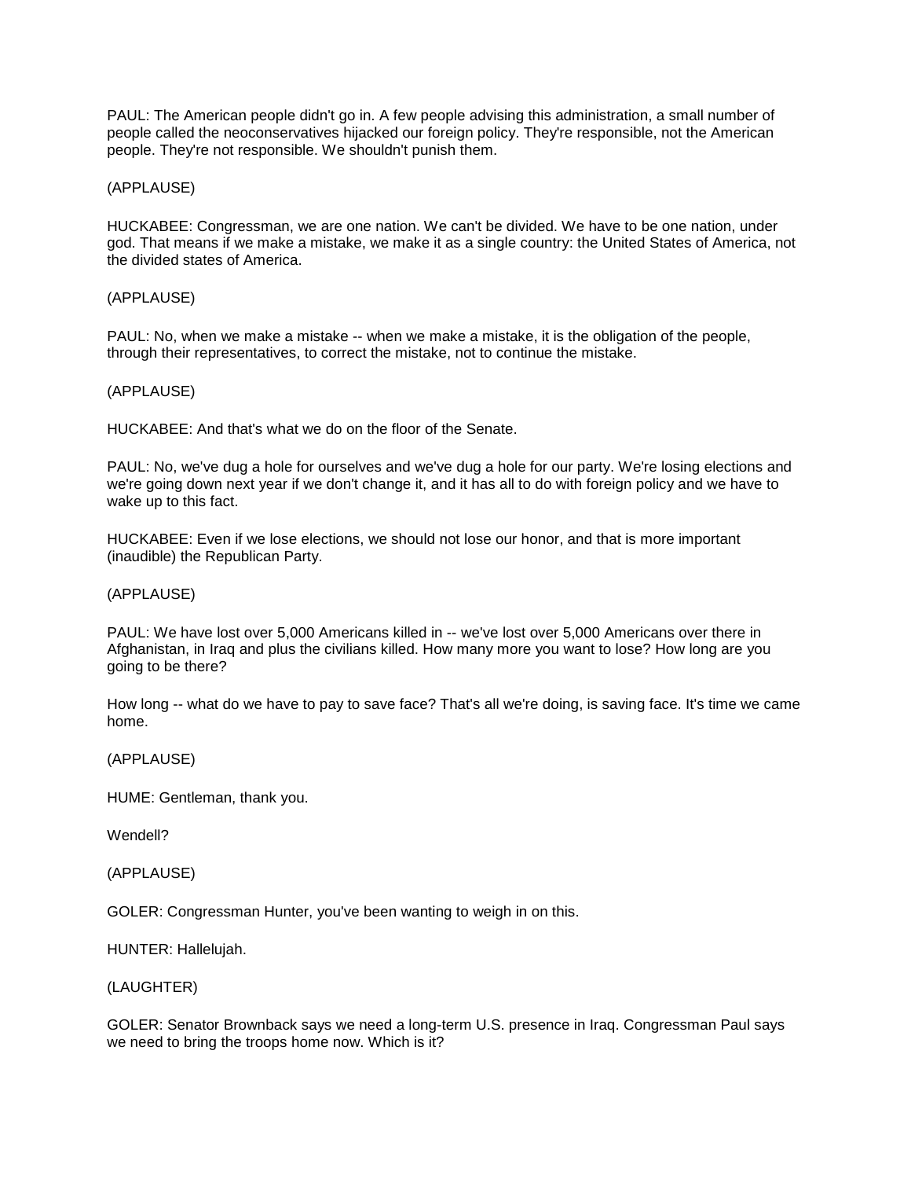PAUL: The American people didn't go in. A few people advising this administration, a small number of people called the neoconservatives hijacked our foreign policy. They're responsible, not the American people. They're not responsible. We shouldn't punish them.

(APPLAUSE)

HUCKABEE: Congressman, we are one nation. We can't be divided. We have to be one nation, under god. That means if we make a mistake, we make it as a single country: the United States of America, not the divided states of America.

(APPLAUSE)

PAUL: No, when we make a mistake -- when we make a mistake, it is the obligation of the people, through their representatives, to correct the mistake, not to continue the mistake.

(APPLAUSE)

HUCKABEE: And that's what we do on the floor of the Senate.

PAUL: No, we've dug a hole for ourselves and we've dug a hole for our party. We're losing elections and we're going down next year if we don't change it, and it has all to do with foreign policy and we have to wake up to this fact.

HUCKABEE: Even if we lose elections, we should not lose our honor, and that is more important (inaudible) the Republican Party.

(APPLAUSE)

PAUL: We have lost over 5,000 Americans killed in -- we've lost over 5,000 Americans over there in Afghanistan, in Iraq and plus the civilians killed. How many more you want to lose? How long are you going to be there?

How long -- what do we have to pay to save face? That's all we're doing, is saving face. It's time we came home.

(APPLAUSE)

HUME: Gentleman, thank you.

Wendell?

(APPLAUSE)

GOLER: Congressman Hunter, you've been wanting to weigh in on this.

HUNTER: Hallelujah.

(LAUGHTER)

GOLER: Senator Brownback says we need a long-term U.S. presence in Iraq. Congressman Paul says we need to bring the troops home now. Which is it?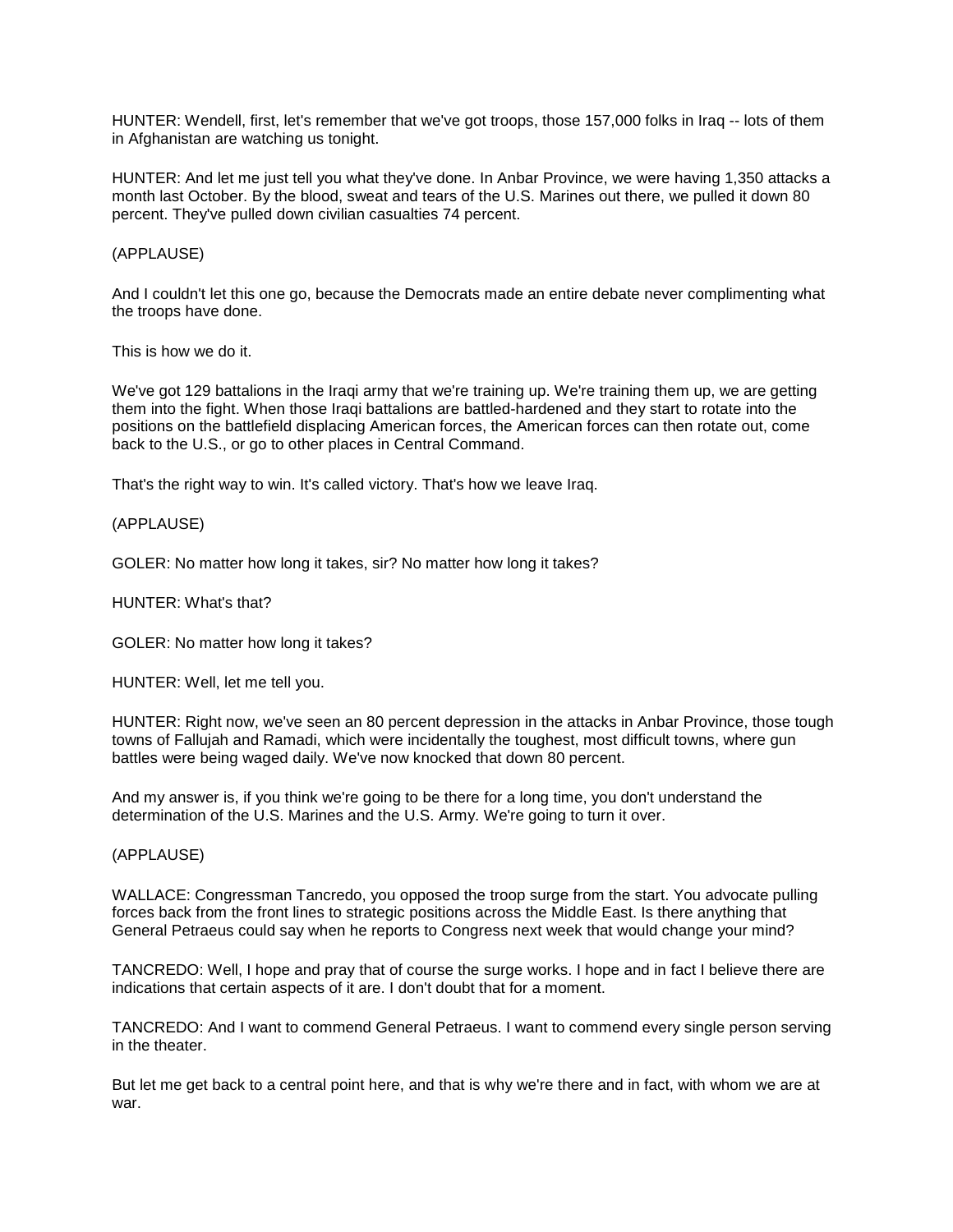HUNTER: Wendell, first, let's remember that we've got troops, those 157,000 folks in Iraq -- lots of them in Afghanistan are watching us tonight.

HUNTER: And let me just tell you what they've done. In Anbar Province, we were having 1,350 attacks a month last October. By the blood, sweat and tears of the U.S. Marines out there, we pulled it down 80 percent. They've pulled down civilian casualties 74 percent.

(APPLAUSE)

And I couldn't let this one go, because the Democrats made an entire debate never complimenting what the troops have done.

This is how we do it.

We've got 129 battalions in the Iraqi army that we're training up. We're training them up, we are getting them into the fight. When those Iraqi battalions are battled-hardened and they start to rotate into the positions on the battlefield displacing American forces, the American forces can then rotate out, come back to the U.S., or go to other places in Central Command.

That's the right way to win. It's called victory. That's how we leave Iraq.

(APPLAUSE)

GOLER: No matter how long it takes, sir? No matter how long it takes?

HUNTER: What's that?

GOLER: No matter how long it takes?

HUNTER: Well, let me tell you.

HUNTER: Right now, we've seen an 80 percent depression in the attacks in Anbar Province, those tough towns of Fallujah and Ramadi, which were incidentally the toughest, most difficult towns, where gun battles were being waged daily. We've now knocked that down 80 percent.

And my answer is, if you think we're going to be there for a long time, you don't understand the determination of the U.S. Marines and the U.S. Army. We're going to turn it over.

(APPLAUSE)

WALLACE: Congressman Tancredo, you opposed the troop surge from the start. You advocate pulling forces back from the front lines to strategic positions across the Middle East. Is there anything that General Petraeus could say when he reports to Congress next week that would change your mind?

TANCREDO: Well, I hope and pray that of course the surge works. I hope and in fact I believe there are indications that certain aspects of it are. I don't doubt that for a moment.

TANCREDO: And I want to commend General Petraeus. I want to commend every single person serving in the theater.

But let me get back to a central point here, and that is why we're there and in fact, with whom we are at war.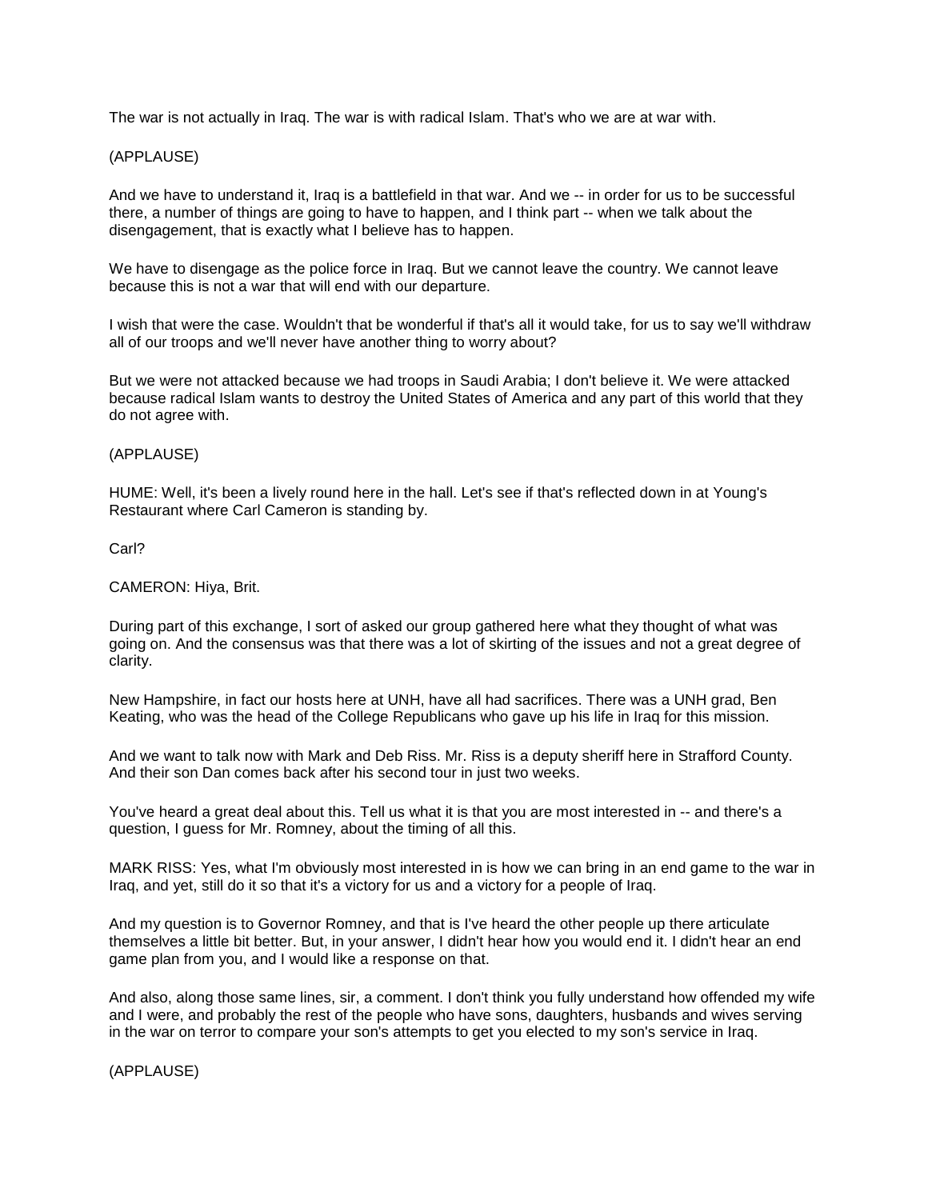The war is not actually in Iraq. The war is with radical Islam. That's who we are at war with.

(APPLAUSE)

And we have to understand it, Iraq is a battlefield in that war. And we -- in order for us to be successful there, a number of things are going to have to happen, and I think part -- when we talk about the disengagement, that is exactly what I believe has to happen.

We have to disengage as the police force in Iraq. But we cannot leave the country. We cannot leave because this is not a war that will end with our departure.

I wish that were the case. Wouldn't that be wonderful if that's all it would take, for us to say we'll withdraw all of our troops and we'll never have another thing to worry about?

But we were not attacked because we had troops in Saudi Arabia; I don't believe it. We were attacked because radical Islam wants to destroy the United States of America and any part of this world that they do not agree with.

(APPLAUSE)

HUME: Well, it's been a lively round here in the hall. Let's see if that's reflected down in at Young's Restaurant where Carl Cameron is standing by.

Carl?

CAMERON: Hiya, Brit.

During part of this exchange, I sort of asked our group gathered here what they thought of what was going on. And the consensus was that there was a lot of skirting of the issues and not a great degree of clarity.

New Hampshire, in fact our hosts here at UNH, have all had sacrifices. There was a UNH grad, Ben Keating, who was the head of the College Republicans who gave up his life in Iraq for this mission.

And we want to talk now with Mark and Deb Riss. Mr. Riss is a deputy sheriff here in Strafford County. And their son Dan comes back after his second tour in just two weeks.

You've heard a great deal about this. Tell us what it is that you are most interested in -- and there's a question, I guess for Mr. Romney, about the timing of all this.

MARK RISS: Yes, what I'm obviously most interested in is how we can bring in an end game to the war in Iraq, and yet, still do it so that it's a victory for us and a victory for a people of Iraq.

And my question is to Governor Romney, and that is I've heard the other people up there articulate themselves a little bit better. But, in your answer, I didn't hear how you would end it. I didn't hear an end game plan from you, and I would like a response on that.

And also, along those same lines, sir, a comment. I don't think you fully understand how offended my wife and I were, and probably the rest of the people who have sons, daughters, husbands and wives serving in the war on terror to compare your son's attempts to get you elected to my son's service in Iraq.

(APPLAUSE)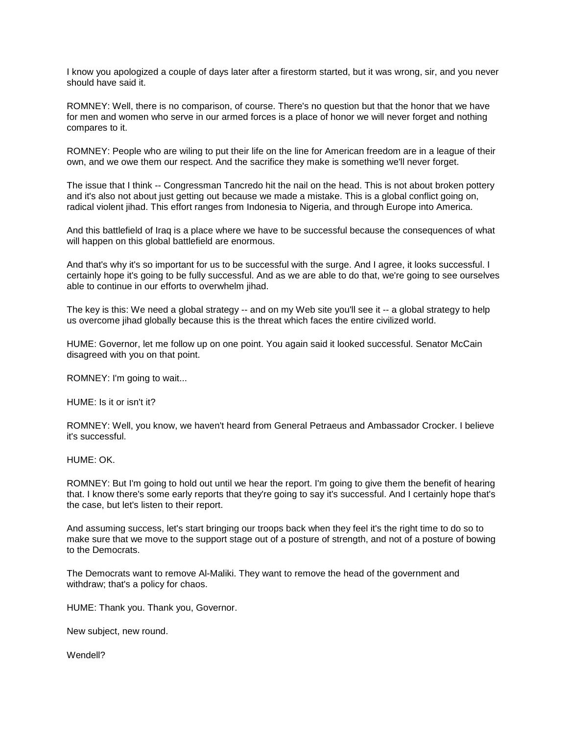I know you apologized a couple of days later after a firestorm started, but it was wrong, sir, and you never should have said it.

ROMNEY: Well, there is no comparison, of course. There's no question but that the honor that we have for men and women who serve in our armed forces is a place of honor we will never forget and nothing compares to it.

ROMNEY: People who are wiling to put their life on the line for American freedom are in a league of their own, and we owe them our respect. And the sacrifice they make is something we'll never forget.

The issue that I think -- Congressman Tancredo hit the nail on the head. This is not about broken pottery and it's also not about just getting out because we made a mistake. This is a global conflict going on, radical violent jihad. This effort ranges from Indonesia to Nigeria, and through Europe into America.

And this battlefield of Iraq is a place where we have to be successful because the consequences of what will happen on this global battlefield are enormous.

And that's why it's so important for us to be successful with the surge. And I agree, it looks successful. I certainly hope it's going to be fully successful. And as we are able to do that, we're going to see ourselves able to continue in our efforts to overwhelm jihad.

The key is this: We need a global strategy -- and on my Web site you'll see it -- a global strategy to help us overcome jihad globally because this is the threat which faces the entire civilized world.

HUME: Governor, let me follow up on one point. You again said it looked successful. Senator McCain disagreed with you on that point.

ROMNEY: I'm going to wait...

HUME: Is it or isn't it?

ROMNEY: Well, you know, we haven't heard from General Petraeus and Ambassador Crocker. I believe it's successful.

HUME: OK.

ROMNEY: But I'm going to hold out until we hear the report. I'm going to give them the benefit of hearing that. I know there's some early reports that they're going to say it's successful. And I certainly hope that's the case, but let's listen to their report.

And assuming success, let's start bringing our troops back when they feel it's the right time to do so to make sure that we move to the support stage out of a posture of strength, and not of a posture of bowing to the Democrats.

The Democrats want to remove Al-Maliki. They want to remove the head of the government and withdraw; that's a policy for chaos.

HUME: Thank you. Thank you, Governor.

New subject, new round.

Wendell?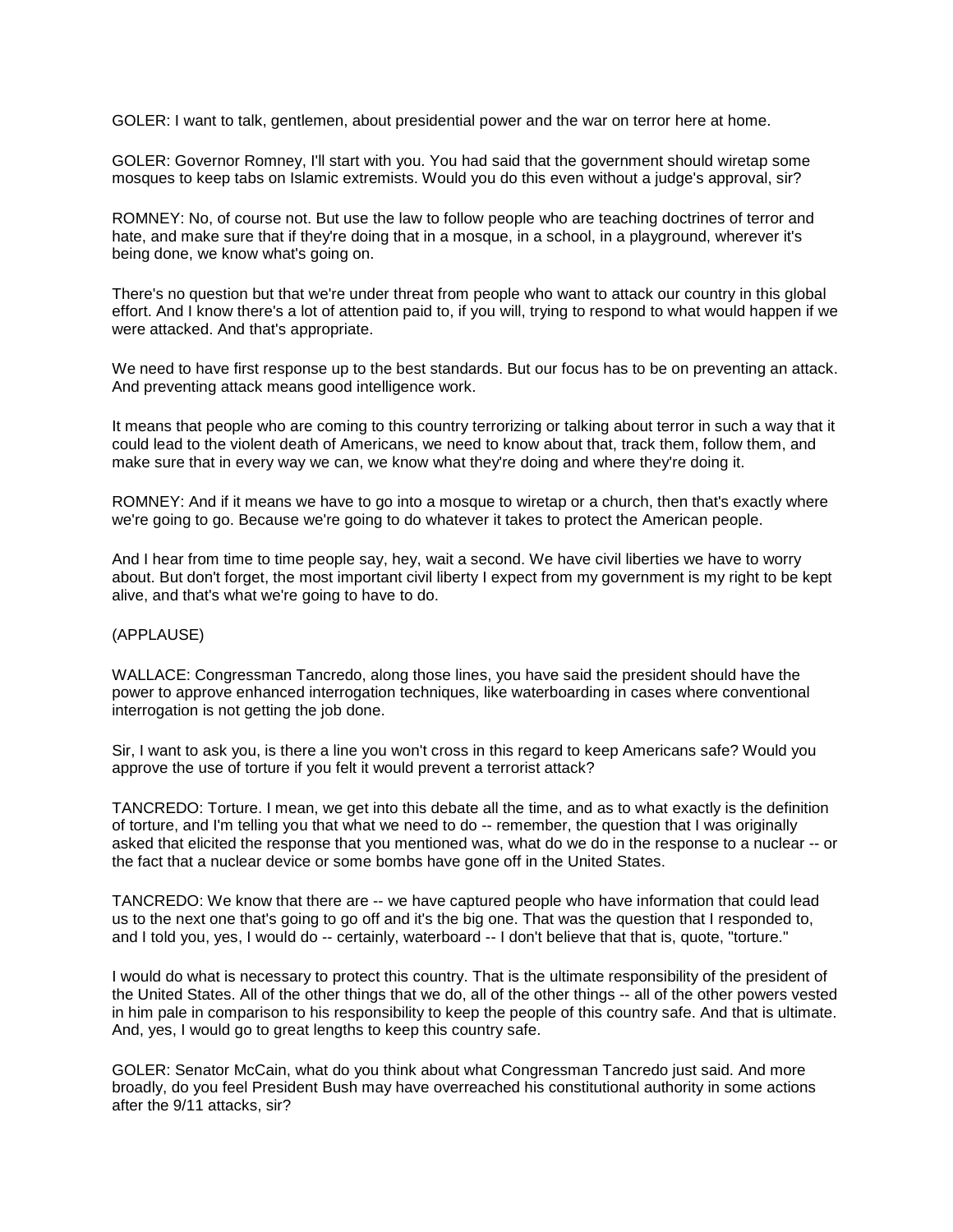GOLER: I want to talk, gentlemen, about presidential power and the war on terror here at home.

GOLER: Governor Romney, I'll start with you. You had said that the government should wiretap some mosques to keep tabs on Islamic extremists. Would you do this even without a judge's approval, sir?

ROMNEY: No, of course not. But use the law to follow people who are teaching doctrines of terror and hate, and make sure that if they're doing that in a mosque, in a school, in a playground, wherever it's being done, we know what's going on.

There's no question but that we're under threat from people who want to attack our country in this global effort. And I know there's a lot of attention paid to, if you will, trying to respond to what would happen if we were attacked. And that's appropriate.

We need to have first response up to the best standards. But our focus has to be on preventing an attack. And preventing attack means good intelligence work.

It means that people who are coming to this country terrorizing or talking about terror in such a way that it could lead to the violent death of Americans, we need to know about that, track them, follow them, and make sure that in every way we can, we know what they're doing and where they're doing it.

ROMNEY: And if it means we have to go into a mosque to wiretap or a church, then that's exactly where we're going to go. Because we're going to do whatever it takes to protect the American people.

And I hear from time to time people say, hey, wait a second. We have civil liberties we have to worry about. But don't forget, the most important civil liberty I expect from my government is my right to be kept alive, and that's what we're going to have to do.

(APPLAUSE)

WALLACE: Congressman Tancredo, along those lines, you have said the president should have the power to approve enhanced interrogation techniques, like waterboarding in cases where conventional interrogation is not getting the job done.

Sir, I want to ask you, is there a line you won't cross in this regard to keep Americans safe? Would you approve the use of torture if you felt it would prevent a terrorist attack?

TANCREDO: Torture. I mean, we get into this debate all the time, and as to what exactly is the definition of torture, and I'm telling you that what we need to do -- remember, the question that I was originally asked that elicited the response that you mentioned was, what do we do in the response to a nuclear -- or the fact that a nuclear device or some bombs have gone off in the United States.

TANCREDO: We know that there are -- we have captured people who have information that could lead us to the next one that's going to go off and it's the big one. That was the question that I responded to, and I told you, yes, I would do -- certainly, waterboard -- I don't believe that that is, quote, "torture."

I would do what is necessary to protect this country. That is the ultimate responsibility of the president of the United States. All of the other things that we do, all of the other things -- all of the other powers vested in him pale in comparison to his responsibility to keep the people of this country safe. And that is ultimate. And, yes, I would go to great lengths to keep this country safe.

GOLER: Senator McCain, what do you think about what Congressman Tancredo just said. And more broadly, do you feel President Bush may have overreached his constitutional authority in some actions after the 9/11 attacks, sir?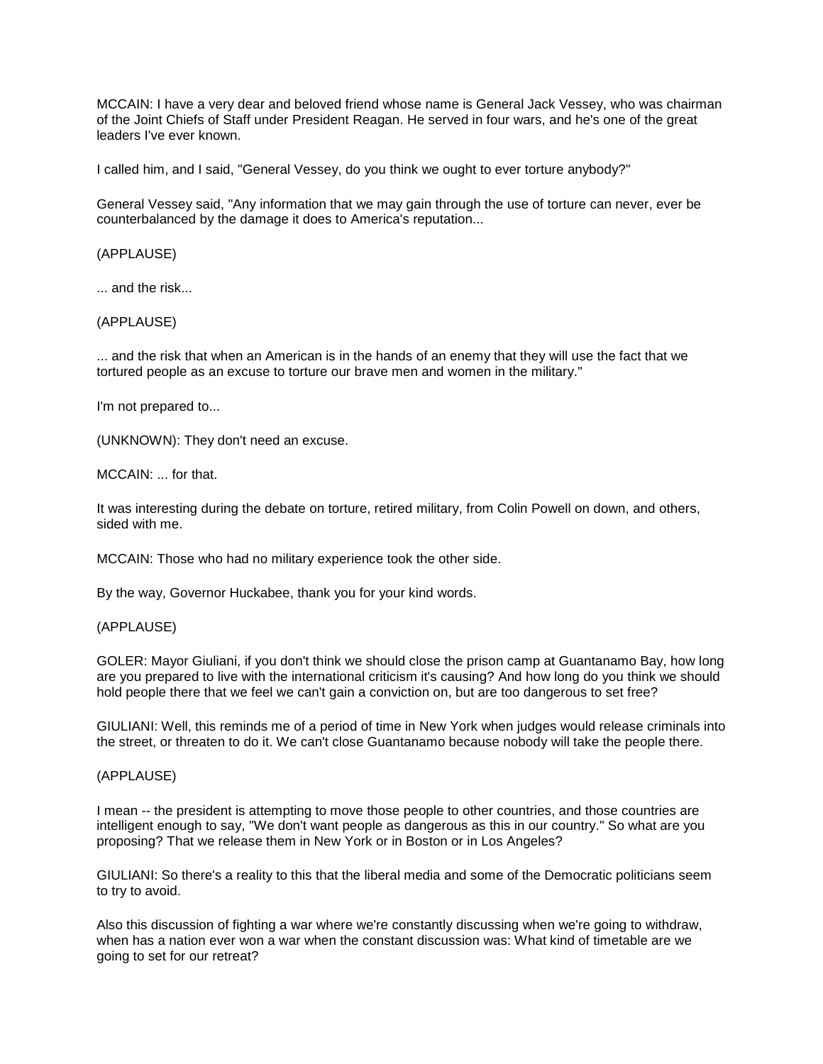MCCAIN: I have a very dear and beloved friend whose name is General Jack Vessey, who was chairman of the Joint Chiefs of Staff under President Reagan. He served in four wars, and he's one of the great leaders I've ever known.

I called him, and I said, "General Vessey, do you think we ought to ever torture anybody?"

General Vessey said, "Any information that we may gain through the use of torture can never, ever be counterbalanced by the damage it does to America's reputation...

(APPLAUSE)

... and the risk...

(APPLAUSE)

... and the risk that when an American is in the hands of an enemy that they will use the fact that we tortured people as an excuse to torture our brave men and women in the military."

I'm not prepared to...

(UNKNOWN): They don't need an excuse.

MCCAIN: ... for that.

It was interesting during the debate on torture, retired military, from Colin Powell on down, and others, sided with me.

MCCAIN: Those who had no military experience took the other side.

By the way, Governor Huckabee, thank you for your kind words.

(APPLAUSE)

GOLER: Mayor Giuliani, if you don't think we should close the prison camp at Guantanamo Bay, how long are you prepared to live with the international criticism it's causing? And how long do you think we should hold people there that we feel we can't gain a conviction on, but are too dangerous to set free?

GIULIANI: Well, this reminds me of a period of time in New York when judges would release criminals into the street, or threaten to do it. We can't close Guantanamo because nobody will take the people there.

(APPLAUSE)

I mean -- the president is attempting to move those people to other countries, and those countries are intelligent enough to say, "We don't want people as dangerous as this in our country." So what are you proposing? That we release them in New York or in Boston or in Los Angeles?

GIULIANI: So there's a reality to this that the liberal media and some of the Democratic politicians seem to try to avoid.

Also this discussion of fighting a war where we're constantly discussing when we're going to withdraw, when has a nation ever won a war when the constant discussion was: What kind of timetable are we going to set for our retreat?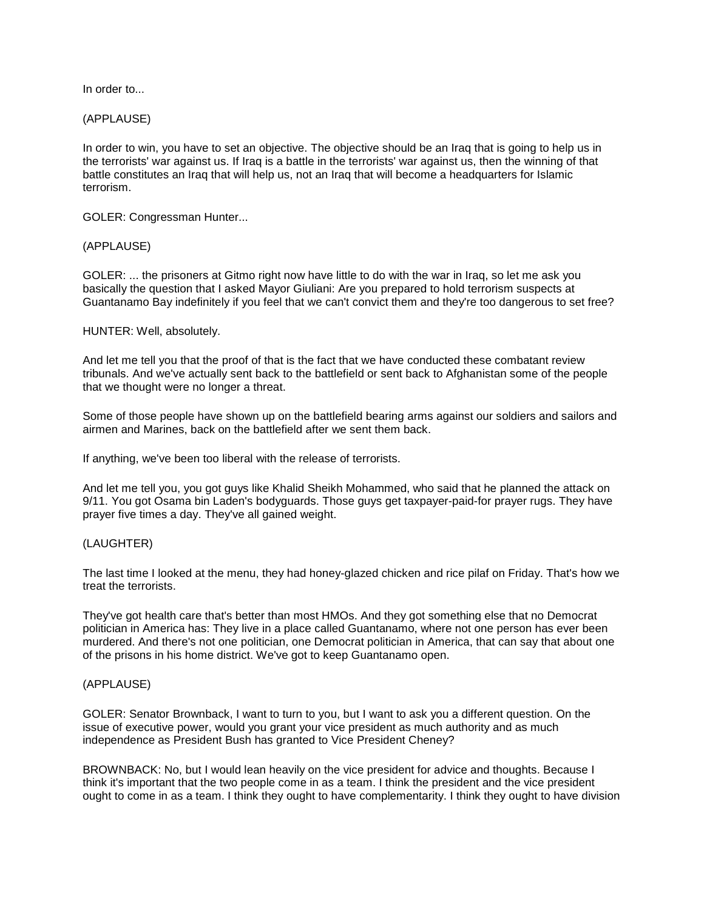In order to...

(APPLAUSE)

In order to win, you have to set an objective. The objective should be an Iraq that is going to help us in the terrorists' war against us. If Iraq is a battle in the terrorists' war against us, then the winning of that battle constitutes an Iraq that will help us, not an Iraq that will become a headquarters for Islamic terrorism.

GOLER: Congressman Hunter...

(APPLAUSE)

GOLER: ... the prisoners at Gitmo right now have little to do with the war in Iraq, so let me ask you basically the question that I asked Mayor Giuliani: Are you prepared to hold terrorism suspects at Guantanamo Bay indefinitely if you feel that we can't convict them and they're too dangerous to set free?

HUNTER: Well, absolutely.

And let me tell you that the proof of that is the fact that we have conducted these combatant review tribunals. And we've actually sent back to the battlefield or sent back to Afghanistan some of the people that we thought were no longer a threat.

Some of those people have shown up on the battlefield bearing arms against our soldiers and sailors and airmen and Marines, back on the battlefield after we sent them back.

If anything, we've been too liberal with the release of terrorists.

And let me tell you, you got guys like Khalid Sheikh Mohammed, who said that he planned the attack on 9/11. You got Osama bin Laden's bodyguards. Those guys get taxpayer-paid-for prayer rugs. They have prayer five times a day. They've all gained weight.

(LAUGHTER)

The last time I looked at the menu, they had honey-glazed chicken and rice pilaf on Friday. That's how we treat the terrorists.

They've got health care that's better than most HMOs. And they got something else that no Democrat politician in America has: They live in a place called Guantanamo, where not one person has ever been murdered. And there's not one politician, one Democrat politician in America, that can say that about one of the prisons in his home district. We've got to keep Guantanamo open.

(APPLAUSE)

GOLER: Senator Brownback, I want to turn to you, but I want to ask you a different question. On the issue of executive power, would you grant your vice president as much authority and as much independence as President Bush has granted to Vice President Cheney?

BROWNBACK: No, but I would lean heavily on the vice president for advice and thoughts. Because I think it's important that the two people come in as a team. I think the president and the vice president ought to come in as a team. I think they ought to have complementarity. I think they ought to have division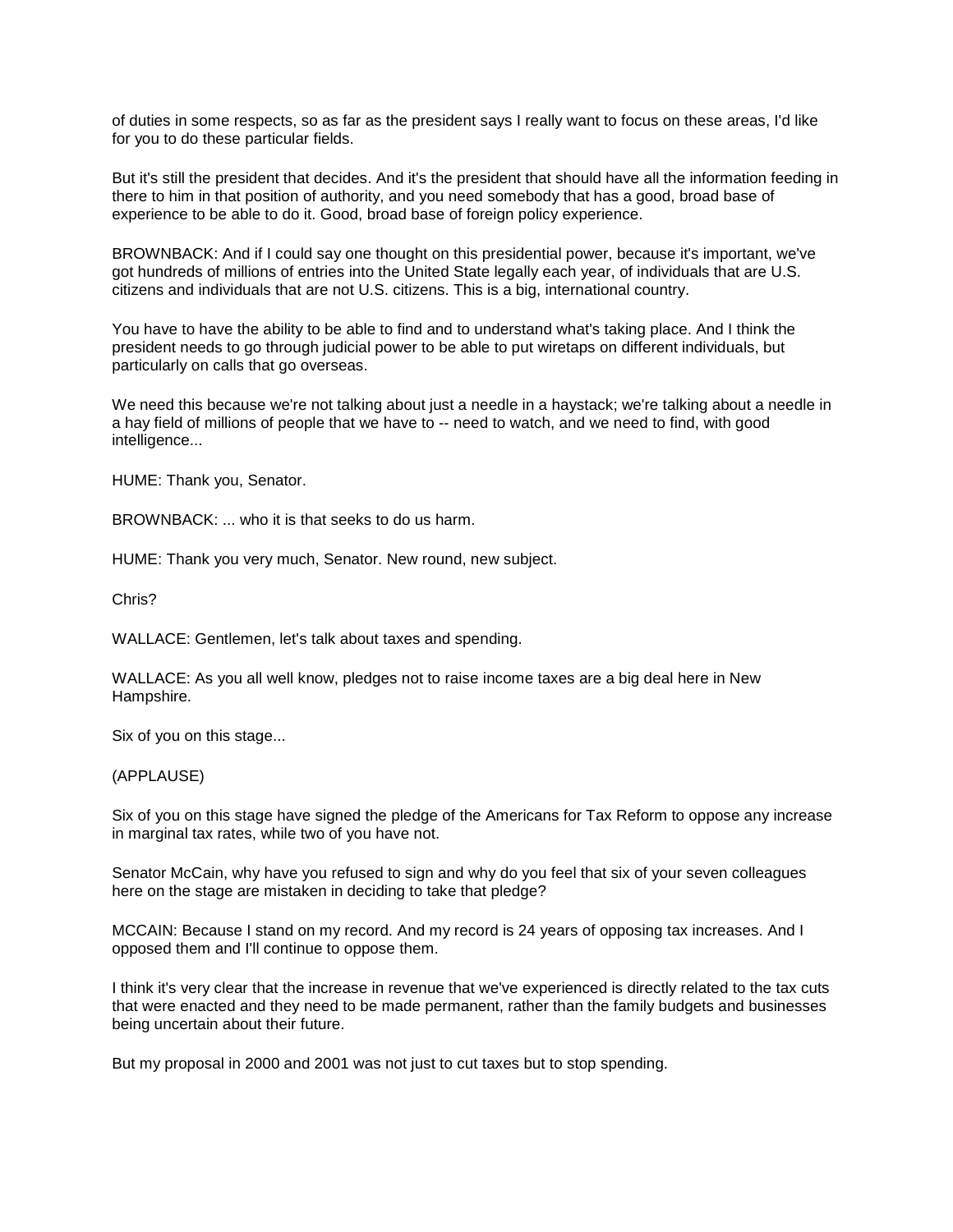of duties in some respects, so as far as the president says I really want to focus on these areas, I'd like for you to do these particular fields.

But it's still the president that decides. And it's the president that should have all the information feeding in there to him in that position of authority, and you need somebody that has a good, broad base of experience to be able to do it. Good, broad base of foreign policy experience.

BROWNBACK: And if I could say one thought on this presidential power, because it's important, we've got hundreds of millions of entries into the United State legally each year, of individuals that are U.S. citizens and individuals that are not U.S. citizens. This is a big, international country.

You have to have the ability to be able to find and to understand what's taking place. And I think the president needs to go through judicial power to be able to put wiretaps on different individuals, but particularly on calls that go overseas.

We need this because we're not talking about just a needle in a haystack; we're talking about a needle in a hay field of millions of people that we have to -- need to watch, and we need to find, with good intelligence...

HUME: Thank you, Senator.

BROWNBACK: ... who it is that seeks to do us harm.

HUME: Thank you very much, Senator. New round, new subject.

Chris?

WALLACE: Gentlemen, let's talk about taxes and spending.

WALLACE: As you all well know, pledges not to raise income taxes are a big deal here in New Hampshire.

Six of you on this stage...

(APPLAUSE)

Six of you on this stage have signed the pledge of the Americans for Tax Reform to oppose any increase in marginal tax rates, while two of you have not.

Senator McCain, why have you refused to sign and why do you feel that six of your seven colleagues here on the stage are mistaken in deciding to take that pledge?

MCCAIN: Because I stand on my record. And my record is 24 years of opposing tax increases. And I opposed them and I'll continue to oppose them.

I think it's very clear that the increase in revenue that we've experienced is directly related to the tax cuts that were enacted and they need to be made permanent, rather than the family budgets and businesses being uncertain about their future.

But my proposal in 2000 and 2001 was not just to cut taxes but to stop spending.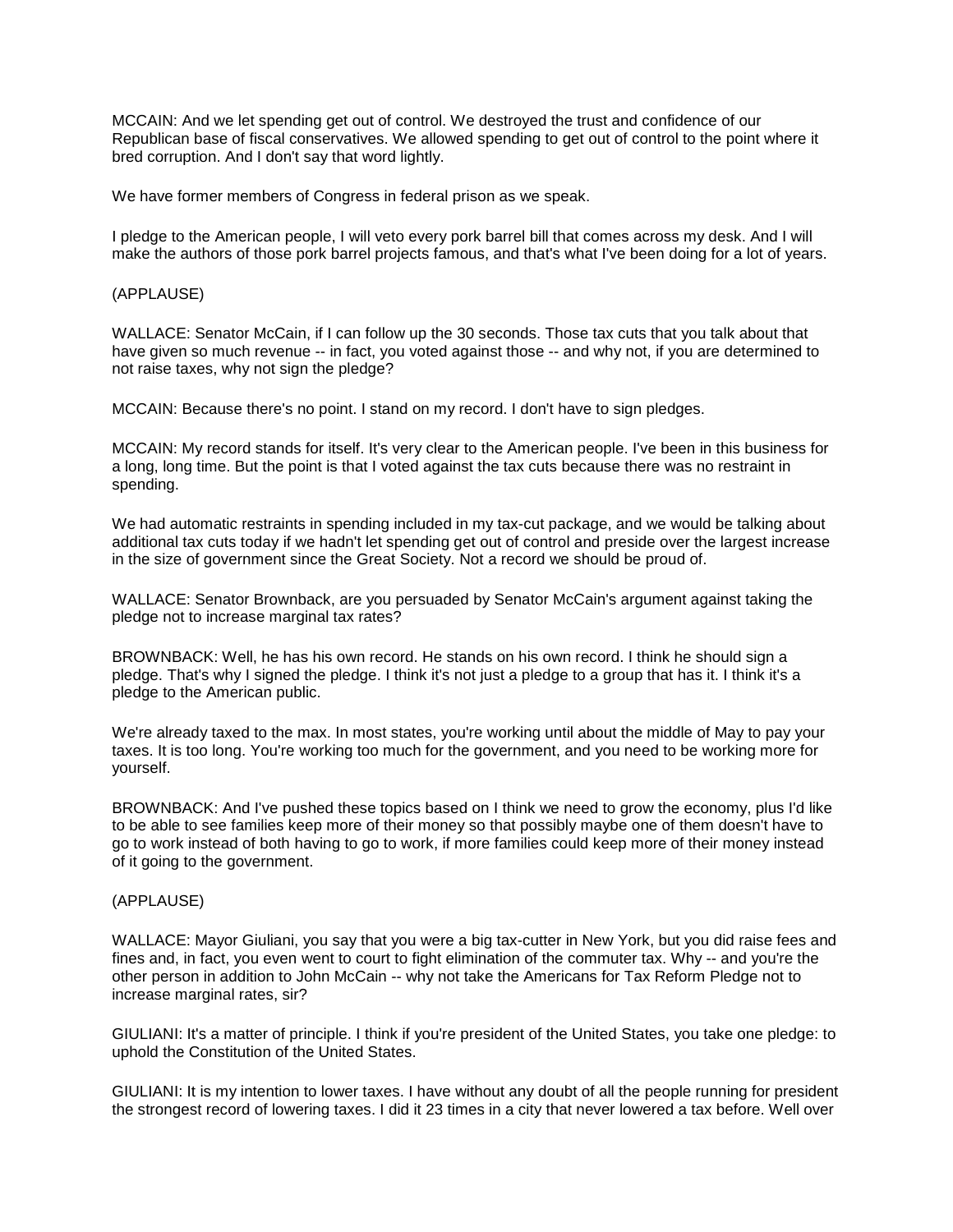MCCAIN: And we let spending get out of control. We destroyed the trust and confidence of our Republican base of fiscal conservatives. We allowed spending to get out of control to the point where it bred corruption. And I don't say that word lightly.

We have former members of Congress in federal prison as we speak.

I pledge to the American people, I will veto every pork barrel bill that comes across my desk. And I will make the authors of those pork barrel projects famous, and that's what I've been doing for a lot of years.

(APPLAUSE)

WALLACE: Senator McCain, if I can follow up the 30 seconds. Those tax cuts that you talk about that have given so much revenue -- in fact, you voted against those -- and why not, if you are determined to not raise taxes, why not sign the pledge?

MCCAIN: Because there's no point. I stand on my record. I don't have to sign pledges.

MCCAIN: My record stands for itself. It's very clear to the American people. I've been in this business for a long, long time. But the point is that I voted against the tax cuts because there was no restraint in spending.

We had automatic restraints in spending included in my tax-cut package, and we would be talking about additional tax cuts today if we hadn't let spending get out of control and preside over the largest increase in the size of government since the Great Society. Not a record we should be proud of.

WALLACE: Senator Brownback, are you persuaded by Senator McCain's argument against taking the pledge not to increase marginal tax rates?

BROWNBACK: Well, he has his own record. He stands on his own record. I think he should sign a pledge. That's why I signed the pledge. I think it's not just a pledge to a group that has it. I think it's a pledge to the American public.

We're already taxed to the max. In most states, you're working until about the middle of May to pay your taxes. It is too long. You're working too much for the government, and you need to be working more for yourself.

BROWNBACK: And I've pushed these topics based on I think we need to grow the economy, plus I'd like to be able to see families keep more of their money so that possibly maybe one of them doesn't have to go to work instead of both having to go to work, if more families could keep more of their money instead of it going to the government.

(APPLAUSE)

WALLACE: Mayor Giuliani, you say that you were a big tax-cutter in New York, but you did raise fees and fines and, in fact, you even went to court to fight elimination of the commuter tax. Why -- and you're the other person in addition to John McCain -- why not take the Americans for Tax Reform Pledge not to increase marginal rates, sir?

GIULIANI: It's a matter of principle. I think if you're president of the United States, you take one pledge: to uphold the Constitution of the United States.

GIULIANI: It is my intention to lower taxes. I have without any doubt of all the people running for president the strongest record of lowering taxes. I did it 23 times in a city that never lowered a tax before. Well over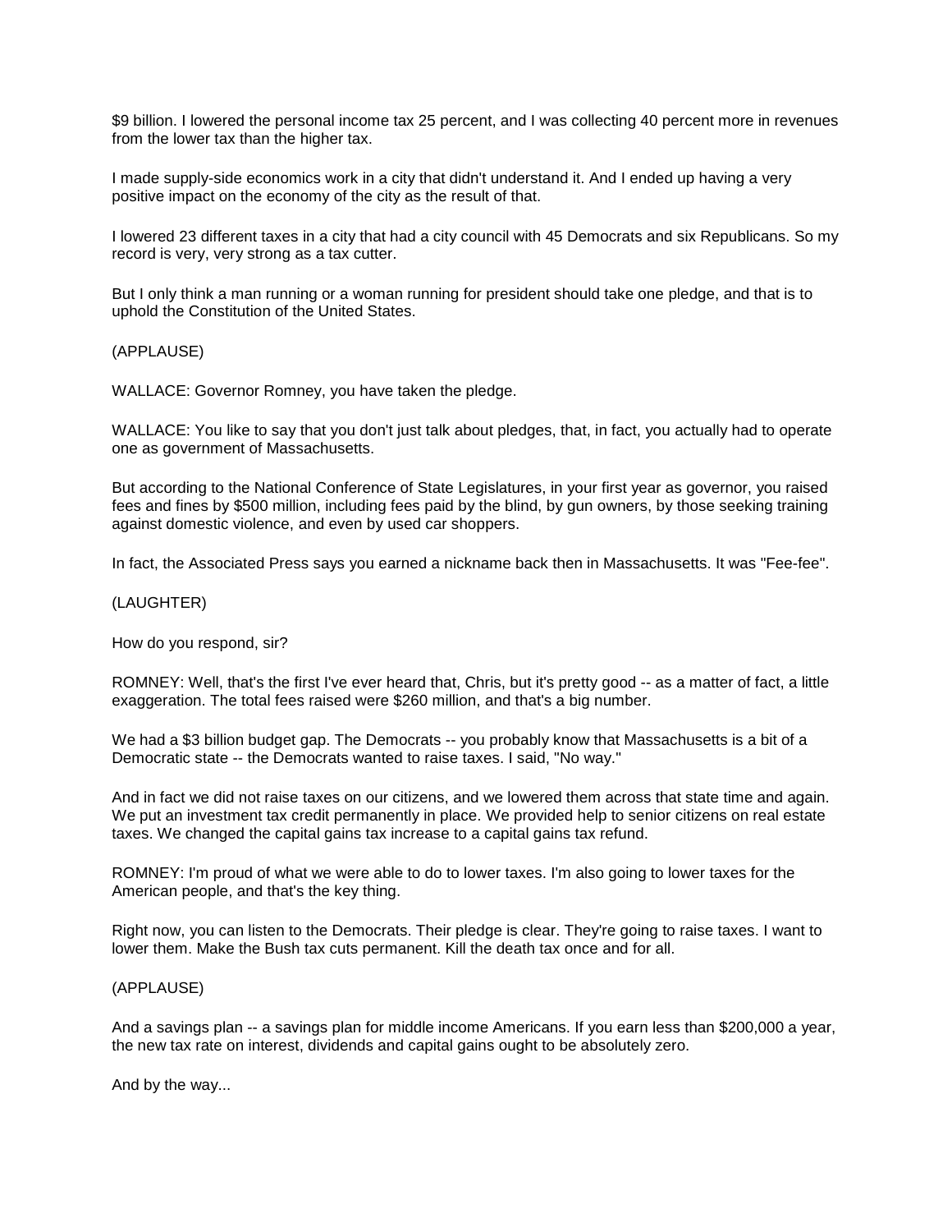$9 billion. I lowered the personal income tax 25 percent, and I was collecting 40 percent more in revenues from the lower tax than the higher tax.

I made supply-side economics work in a city that didn't understand it. And I ended up having a very positive impact on the economy of the city as the result of that.

I lowered 23 different taxes in a city that had a city council with 45 Democrats and six Republicans. So my record is very, very strong as a tax cutter.

But I only think a man running or a woman running for president should take one pledge, and that is to uphold the Constitution of the United States.

(APPLAUSE)

WALLACE: Governor Romney, you have taken the pledge.

WALLACE: You like to say that you don't just talk about pledges, that, in fact, you actually had to operate one as government of Massachusetts.

But according to the National Conference of State Legislatures, in your first year as governor, you raised fees and fines by $500 million, including fees paid by the blind, by gun owners, by those seeking training against domestic violence, and even by used car shoppers.

In fact, the Associated Press says you earned a nickname back then in Massachusetts. It was "Fee-fee".

(LAUGHTER)

How do you respond, sir?

ROMNEY: Well, that's the first I've ever heard that, Chris, but it's pretty good -- as a matter of fact, a little exaggeration. The total fees raised were $260 million, and that's a big number.

We had a $3 billion budget gap. The Democrats -- you probably know that Massachusetts is a bit of a Democratic state -- the Democrats wanted to raise taxes. I said, "No way."

And in fact we did not raise taxes on our citizens, and we lowered them across that state time and again. We put an investment tax credit permanently in place. We provided help to senior citizens on real estate taxes. We changed the capital gains tax increase to a capital gains tax refund.

ROMNEY: I'm proud of what we were able to do to lower taxes. I'm also going to lower taxes for the American people, and that's the key thing.

Right now, you can listen to the Democrats. Their pledge is clear. They're going to raise taxes. I want to lower them. Make the Bush tax cuts permanent. Kill the death tax once and for all.

(APPLAUSE)

And a savings plan -- a savings plan for middle income Americans. If you earn less than $200,000 a year, the new tax rate on interest, dividends and capital gains ought to be absolutely zero.

And by the way...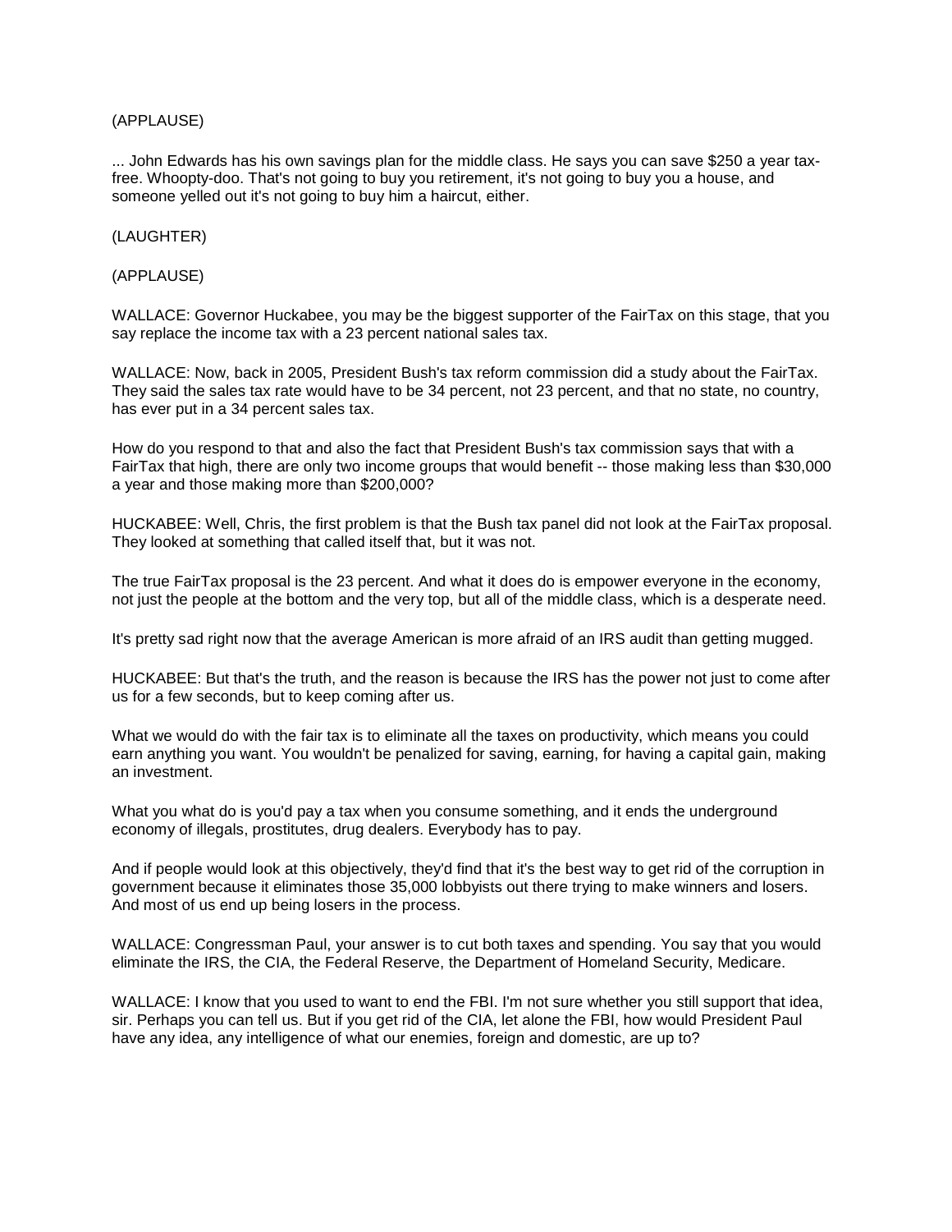(APPLAUSE)

... John Edwards has his own savings plan for the middle class. He says you can save $250 a year tax-free. Whoopty-doo. That's not going to buy you retirement, it's not going to buy you a house, and someone yelled out it's not going to buy him a haircut, either.

(LAUGHTER)

(APPLAUSE)

WALLACE: Governor Huckabee, you may be the biggest supporter of the FairTax on this stage, that you say replace the income tax with a 23 percent national sales tax.

WALLACE: Now, back in 2005, President Bush's tax reform commission did a study about the FairTax. They said the sales tax rate would have to be 34 percent, not 23 percent, and that no state, no country, has ever put in a 34 percent sales tax.

How do you respond to that and also the fact that President Bush's tax commission says that with a FairTax that high, there are only two income groups that would benefit -- those making less than $30,000 a year and those making more than $200,000?

HUCKABEE: Well, Chris, the first problem is that the Bush tax panel did not look at the FairTax proposal. They looked at something that called itself that, but it was not.

The true FairTax proposal is the 23 percent. And what it does do is empower everyone in the economy, not just the people at the bottom and the very top, but all of the middle class, which is a desperate need.

It's pretty sad right now that the average American is more afraid of an IRS audit than getting mugged.

HUCKABEE: But that's the truth, and the reason is because the IRS has the power not just to come after us for a few seconds, but to keep coming after us.

What we would do with the fair tax is to eliminate all the taxes on productivity, which means you could earn anything you want. You wouldn't be penalized for saving, earning, for having a capital gain, making an investment.

What you what do is you'd pay a tax when you consume something, and it ends the underground economy of illegals, prostitutes, drug dealers. Everybody has to pay.

And if people would look at this objectively, they'd find that it's the best way to get rid of the corruption in government because it eliminates those 35,000 lobbyists out there trying to make winners and losers. And most of us end up being losers in the process.

WALLACE: Congressman Paul, your answer is to cut both taxes and spending. You say that you would eliminate the IRS, the CIA, the Federal Reserve, the Department of Homeland Security, Medicare.

WALLACE: I know that you used to want to end the FBI. I'm not sure whether you still support that idea, sir. Perhaps you can tell us. But if you get rid of the CIA, let alone the FBI, how would President Paul have any idea, any intelligence of what our enemies, foreign and domestic, are up to?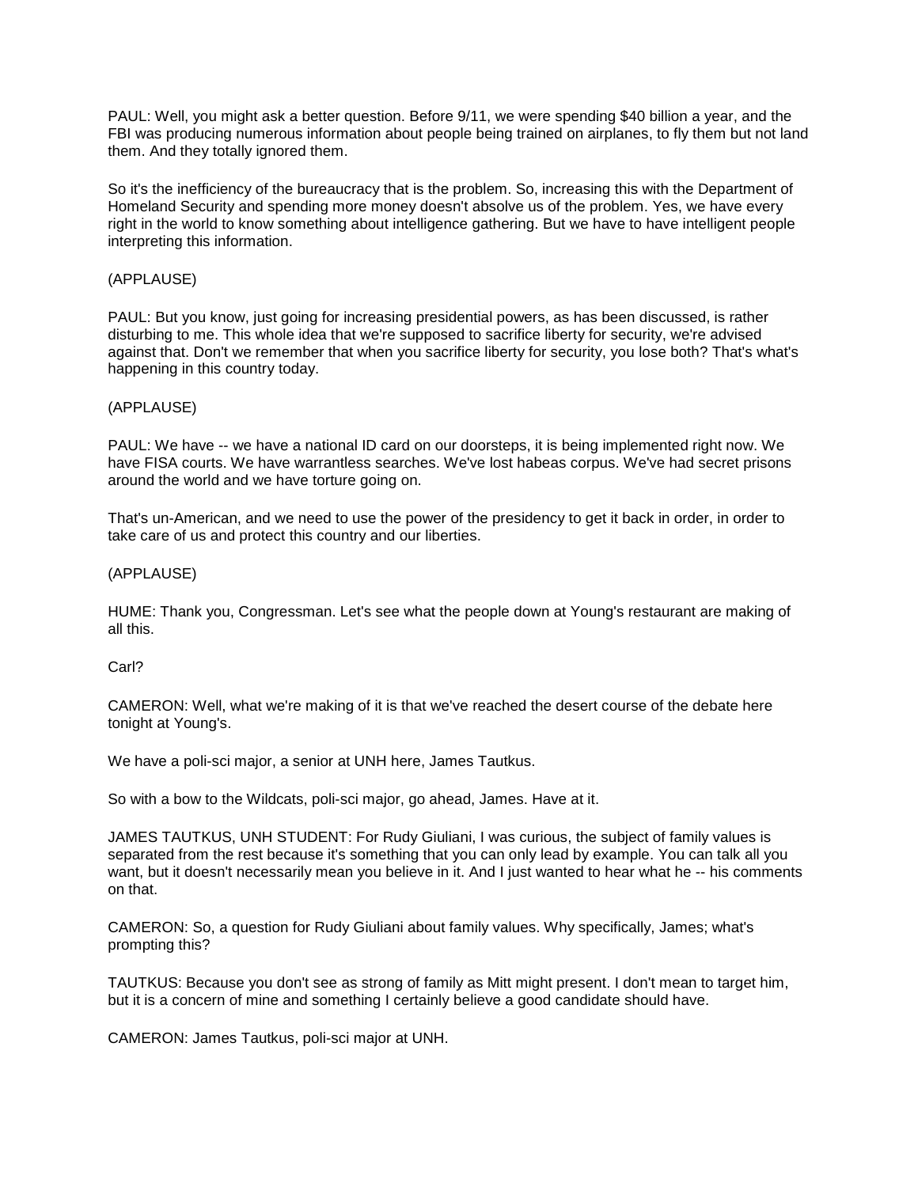PAUL: Well, you might ask a better question. Before 9/11, we were spending $40 billion a year, and the FBI was producing numerous information about people being trained on airplanes, to fly them but not land them. And they totally ignored them.

So it's the inefficiency of the bureaucracy that is the problem. So, increasing this with the Department of Homeland Security and spending more money doesn't absolve us of the problem. Yes, we have every right in the world to know something about intelligence gathering. But we have to have intelligent people interpreting this information.

(APPLAUSE)

PAUL: But you know, just going for increasing presidential powers, as has been discussed, is rather disturbing to me. This whole idea that we're supposed to sacrifice liberty for security, we're advised against that. Don't we remember that when you sacrifice liberty for security, you lose both? That's what's happening in this country today.

(APPLAUSE)

PAUL: We have -- we have a national ID card on our doorsteps, it is being implemented right now. We have FISA courts. We have warrantless searches. We've lost habeas corpus. We've had secret prisons around the world and we have torture going on.

That's un-American, and we need to use the power of the presidency to get it back in order, in order to take care of us and protect this country and our liberties.

(APPLAUSE)

HUME: Thank you, Congressman. Let's see what the people down at Young's restaurant are making of all this.

Carl?

CAMERON: Well, what we're making of it is that we've reached the desert course of the debate here tonight at Young's.

We have a poli-sci major, a senior at UNH here, James Tautkus.

So with a bow to the Wildcats, poli-sci major, go ahead, James. Have at it.

JAMES TAUTKUS, UNH STUDENT: For Rudy Giuliani, I was curious, the subject of family values is separated from the rest because it's something that you can only lead by example. You can talk all you want, but it doesn't necessarily mean you believe in it. And I just wanted to hear what he -- his comments on that.

CAMERON: So, a question for Rudy Giuliani about family values. Why specifically, James; what's prompting this?

TAUTKUS: Because you don't see as strong of family as Mitt might present. I don't mean to target him, but it is a concern of mine and something I certainly believe a good candidate should have.

CAMERON: James Tautkus, poli-sci major at UNH.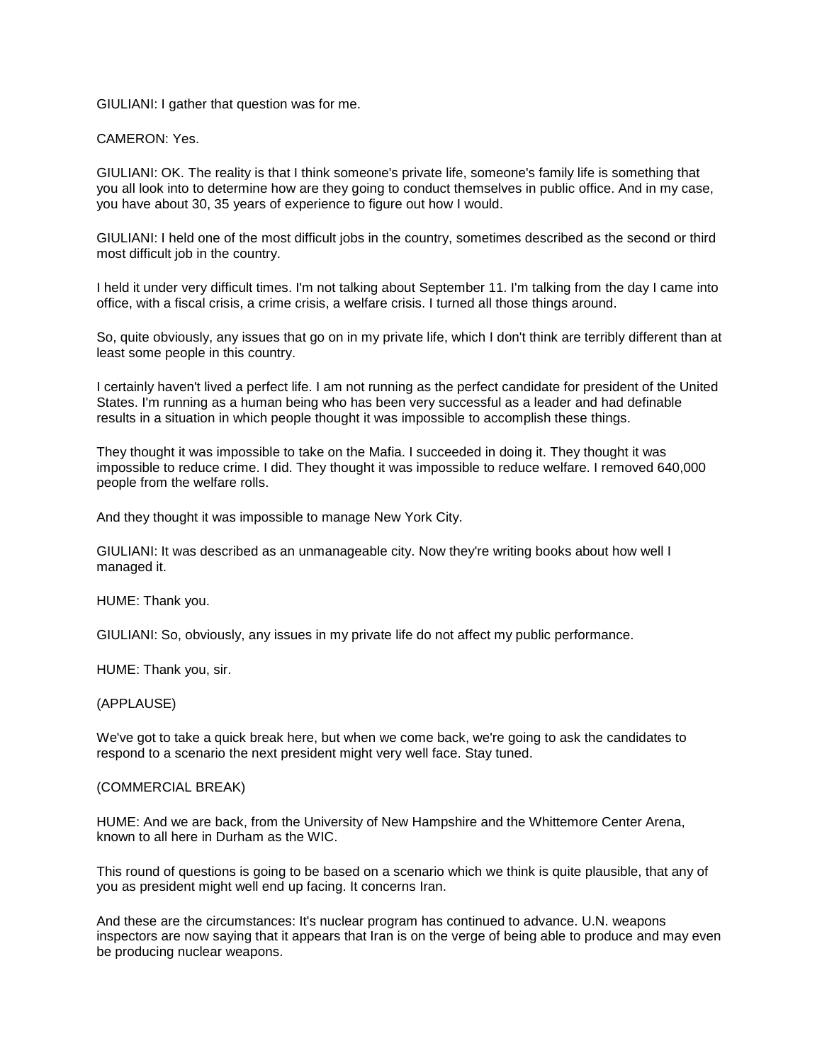GIULIANI: I gather that question was for me.

CAMERON: Yes.

GIULIANI: OK. The reality is that I think someone's private life, someone's family life is something that you all look into to determine how are they going to conduct themselves in public office. And in my case, you have about 30, 35 years of experience to figure out how I would.

GIULIANI: I held one of the most difficult jobs in the country, sometimes described as the second or third most difficult job in the country.

I held it under very difficult times. I'm not talking about September 11. I'm talking from the day I came into office, with a fiscal crisis, a crime crisis, a welfare crisis. I turned all those things around.

So, quite obviously, any issues that go on in my private life, which I don't think are terribly different than at least some people in this country.

I certainly haven't lived a perfect life. I am not running as the perfect candidate for president of the United States. I'm running as a human being who has been very successful as a leader and had definable results in a situation in which people thought it was impossible to accomplish these things.

They thought it was impossible to take on the Mafia. I succeeded in doing it. They thought it was impossible to reduce crime. I did. They thought it was impossible to reduce welfare. I removed 640,000 people from the welfare rolls.

And they thought it was impossible to manage New York City.

GIULIANI: It was described as an unmanageable city. Now they're writing books about how well I managed it.

HUME: Thank you.

GIULIANI: So, obviously, any issues in my private life do not affect my public performance.

HUME: Thank you, sir.

(APPLAUSE)

We've got to take a quick break here, but when we come back, we're going to ask the candidates to respond to a scenario the next president might very well face. Stay tuned.

(COMMERCIAL BREAK)

HUME: And we are back, from the University of New Hampshire and the Whittemore Center Arena, known to all here in Durham as the WIC.

This round of questions is going to be based on a scenario which we think is quite plausible, that any of you as president might well end up facing. It concerns Iran.

And these are the circumstances: It's nuclear program has continued to advance. U.N. weapons inspectors are now saying that it appears that Iran is on the verge of being able to produce and may even be producing nuclear weapons.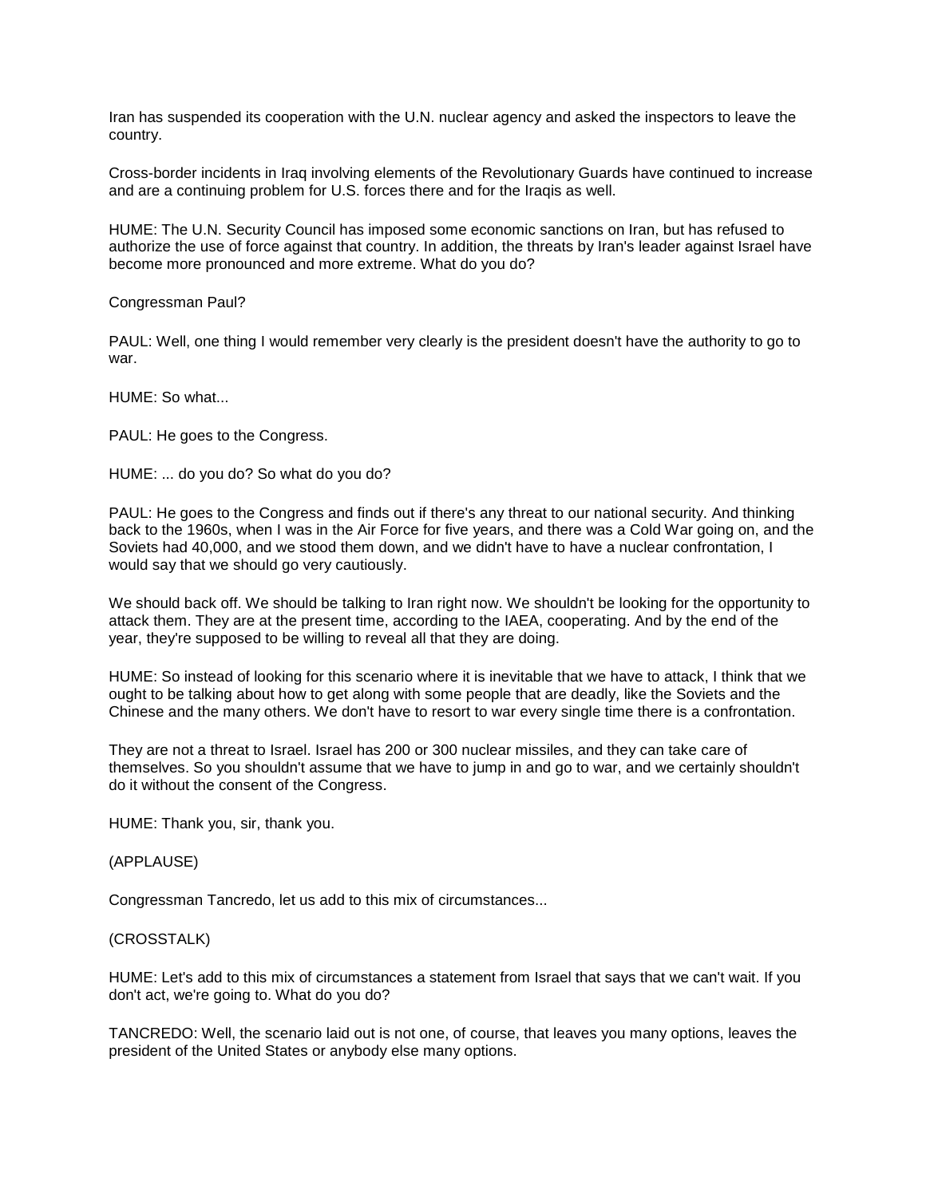Iran has suspended its cooperation with the U.N. nuclear agency and asked the inspectors to leave the country.

Cross-border incidents in Iraq involving elements of the Revolutionary Guards have continued to increase and are a continuing problem for U.S. forces there and for the Iraqis as well.

HUME: The U.N. Security Council has imposed some economic sanctions on Iran, but has refused to authorize the use of force against that country. In addition, the threats by Iran's leader against Israel have become more pronounced and more extreme. What do you do?

Congressman Paul?

PAUL: Well, one thing I would remember very clearly is the president doesn't have the authority to go to war.

HUME: So what...

PAUL: He goes to the Congress.

HUME: ... do you do? So what do you do?

PAUL: He goes to the Congress and finds out if there's any threat to our national security. And thinking back to the 1960s, when I was in the Air Force for five years, and there was a Cold War going on, and the Soviets had 40,000, and we stood them down, and we didn't have to have a nuclear confrontation, I would say that we should go very cautiously.

We should back off. We should be talking to Iran right now. We shouldn't be looking for the opportunity to attack them. They are at the present time, according to the IAEA, cooperating. And by the end of the year, they're supposed to be willing to reveal all that they are doing.

HUME: So instead of looking for this scenario where it is inevitable that we have to attack, I think that we ought to be talking about how to get along with some people that are deadly, like the Soviets and the Chinese and the many others. We don't have to resort to war every single time there is a confrontation.

They are not a threat to Israel. Israel has 200 or 300 nuclear missiles, and they can take care of themselves. So you shouldn't assume that we have to jump in and go to war, and we certainly shouldn't do it without the consent of the Congress.

HUME: Thank you, sir, thank you.

(APPLAUSE)

Congressman Tancredo, let us add to this mix of circumstances...

(CROSSTALK)

HUME: Let's add to this mix of circumstances a statement from Israel that says that we can't wait. If you don't act, we're going to. What do you do?

TANCREDO: Well, the scenario laid out is not one, of course, that leaves you many options, leaves the president of the United States or anybody else many options.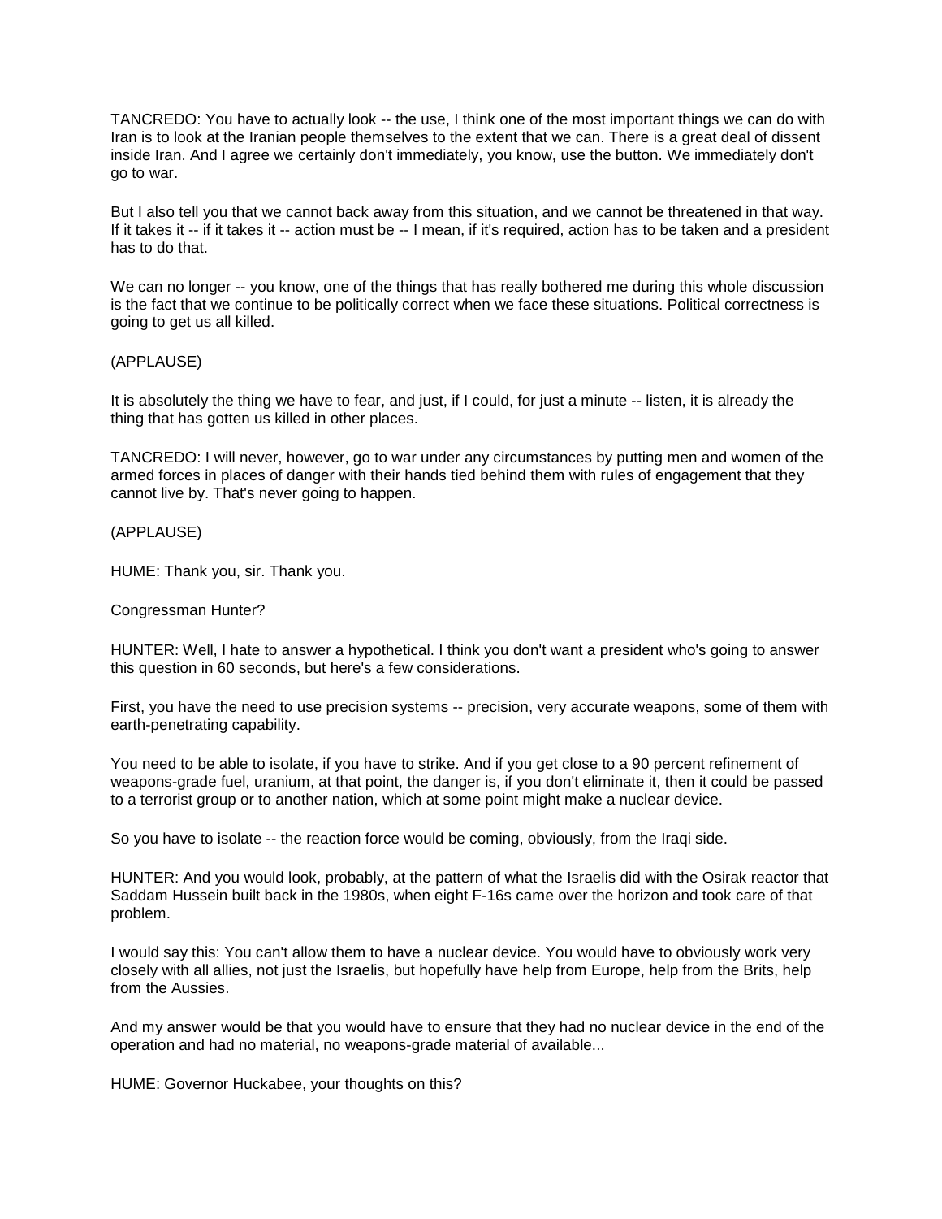TANCREDO: You have to actually look -- the use, I think one of the most important things we can do with Iran is to look at the Iranian people themselves to the extent that we can. There is a great deal of dissent inside Iran. And I agree we certainly don't immediately, you know, use the button. We immediately don't go to war.

But I also tell you that we cannot back away from this situation, and we cannot be threatened in that way. If it takes it -- if it takes it -- action must be -- I mean, if it's required, action has to be taken and a president has to do that.

We can no longer -- you know, one of the things that has really bothered me during this whole discussion is the fact that we continue to be politically correct when we face these situations. Political correctness is going to get us all killed.

(APPLAUSE)

It is absolutely the thing we have to fear, and just, if I could, for just a minute -- listen, it is already the thing that has gotten us killed in other places.

TANCREDO: I will never, however, go to war under any circumstances by putting men and women of the armed forces in places of danger with their hands tied behind them with rules of engagement that they cannot live by. That's never going to happen.

(APPLAUSE)

HUME: Thank you, sir. Thank you.

Congressman Hunter?

HUNTER: Well, I hate to answer a hypothetical. I think you don't want a president who's going to answer this question in 60 seconds, but here's a few considerations.

First, you have the need to use precision systems -- precision, very accurate weapons, some of them with earth-penetrating capability.

You need to be able to isolate, if you have to strike. And if you get close to a 90 percent refinement of weapons-grade fuel, uranium, at that point, the danger is, if you don't eliminate it, then it could be passed to a terrorist group or to another nation, which at some point might make a nuclear device.

So you have to isolate -- the reaction force would be coming, obviously, from the Iraqi side.

HUNTER: And you would look, probably, at the pattern of what the Israelis did with the Osirak reactor that Saddam Hussein built back in the 1980s, when eight F-16s came over the horizon and took care of that problem.

I would say this: You can't allow them to have a nuclear device. You would have to obviously work very closely with all allies, not just the Israelis, but hopefully have help from Europe, help from the Brits, help from the Aussies.

And my answer would be that you would have to ensure that they had no nuclear device in the end of the operation and had no material, no weapons-grade material of available...

HUME: Governor Huckabee, your thoughts on this?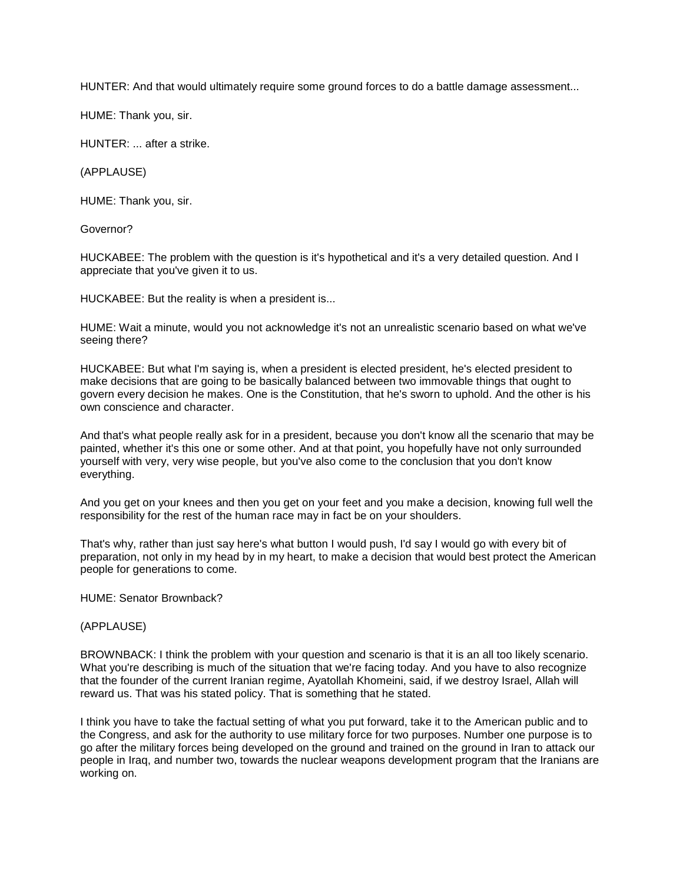HUNTER: And that would ultimately require some ground forces to do a battle damage assessment...

HUME: Thank you, sir.

HUNTER: ... after a strike.

(APPLAUSE)

HUME: Thank you, sir.

Governor?

HUCKABEE: The problem with the question is it's hypothetical and it's a very detailed question. And I appreciate that you've given it to us.

HUCKABEE: But the reality is when a president is...

HUME: Wait a minute, would you not acknowledge it's not an unrealistic scenario based on what we've seeing there?

HUCKABEE: But what I'm saying is, when a president is elected president, he's elected president to make decisions that are going to be basically balanced between two immovable things that ought to govern every decision he makes. One is the Constitution, that he's sworn to uphold. And the other is his own conscience and character.

And that's what people really ask for in a president, because you don't know all the scenario that may be painted, whether it's this one or some other. And at that point, you hopefully have not only surrounded yourself with very, very wise people, but you've also come to the conclusion that you don't know everything.

And you get on your knees and then you get on your feet and you make a decision, knowing full well the responsibility for the rest of the human race may in fact be on your shoulders.

That's why, rather than just say here's what button I would push, I'd say I would go with every bit of preparation, not only in my head by in my heart, to make a decision that would best protect the American people for generations to come.

HUME: Senator Brownback?

(APPLAUSE)

BROWNBACK: I think the problem with your question and scenario is that it is an all too likely scenario. What you're describing is much of the situation that we're facing today. And you have to also recognize that the founder of the current Iranian regime, Ayatollah Khomeini, said, if we destroy Israel, Allah will reward us. That was his stated policy. That is something that he stated.

I think you have to take the factual setting of what you put forward, take it to the American public and to the Congress, and ask for the authority to use military force for two purposes. Number one purpose is to go after the military forces being developed on the ground and trained on the ground in Iran to attack our people in Iraq, and number two, towards the nuclear weapons development program that the Iranians are working on.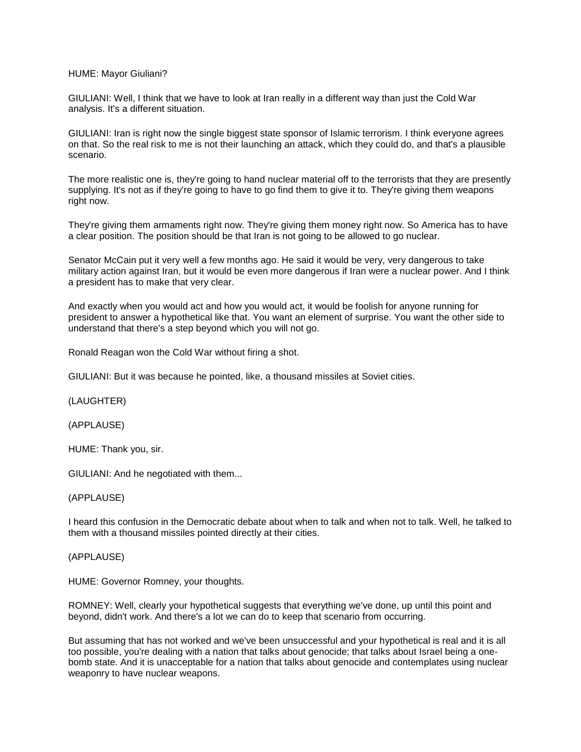HUME: Mayor Giuliani?

GIULIANI: Well, I think that we have to look at Iran really in a different way than just the Cold War analysis. It's a different situation.

GIULIANI: Iran is right now the single biggest state sponsor of Islamic terrorism. I think everyone agrees on that. So the real risk to me is not their launching an attack, which they could do, and that's a plausible scenario.

The more realistic one is, they're going to hand nuclear material off to the terrorists that they are presently supplying. It's not as if they're going to have to go find them to give it to. They're giving them weapons right now.

They're giving them armaments right now. They're giving them money right now. So America has to have a clear position. The position should be that Iran is not going to be allowed to go nuclear.

Senator McCain put it very well a few months ago. He said it would be very, very dangerous to take military action against Iran, but it would be even more dangerous if Iran were a nuclear power. And I think a president has to make that very clear.

And exactly when you would act and how you would act, it would be foolish for anyone running for president to answer a hypothetical like that. You want an element of surprise. You want the other side to understand that there's a step beyond which you will not go.

Ronald Reagan won the Cold War without firing a shot.

GIULIANI: But it was because he pointed, like, a thousand missiles at Soviet cities.

(LAUGHTER)

(APPLAUSE)

HUME: Thank you, sir.

GIULIANI: And he negotiated with them...

(APPLAUSE)

I heard this confusion in the Democratic debate about when to talk and when not to talk. Well, he talked to them with a thousand missiles pointed directly at their cities.

(APPLAUSE)

HUME: Governor Romney, your thoughts.

ROMNEY: Well, clearly your hypothetical suggests that everything we've done, up until this point and beyond, didn't work. And there's a lot we can do to keep that scenario from occurring.

But assuming that has not worked and we've been unsuccessful and your hypothetical is real and it is all too possible, you're dealing with a nation that talks about genocide; that talks about Israel being a one-bomb state. And it is unacceptable for a nation that talks about genocide and contemplates using nuclear weaponry to have nuclear weapons.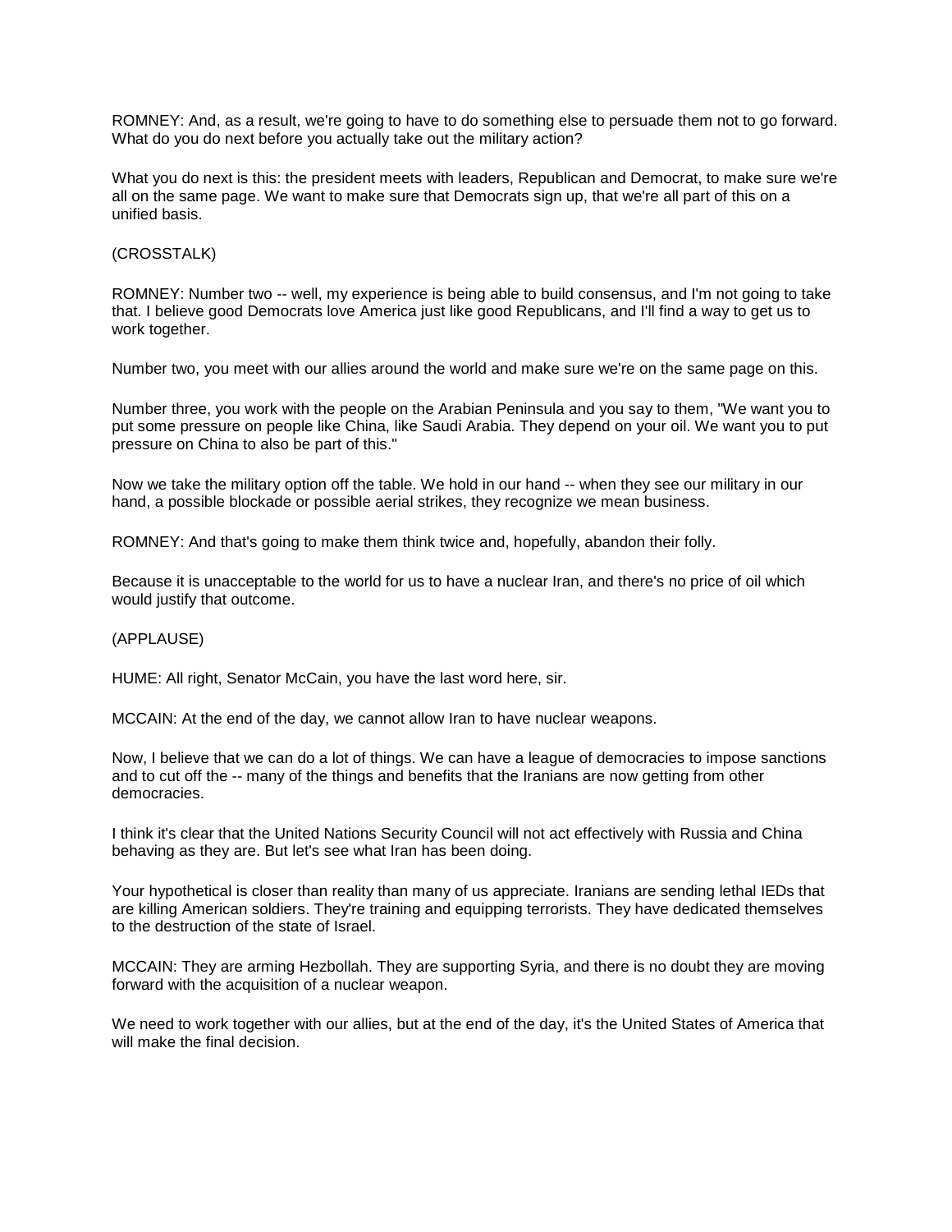ROMNEY: And, as a result, we're going to have to do something else to persuade them not to go forward. What do you do next before you actually take out the military action?

What you do next is this: the president meets with leaders, Republican and Democrat, to make sure we're all on the same page. We want to make sure that Democrats sign up, that we're all part of this on a unified basis.

(CROSSTALK)

ROMNEY: Number two -- well, my experience is being able to build consensus, and I'm not going to take that. I believe good Democrats love America just like good Republicans, and I'll find a way to get us to work together.

Number two, you meet with our allies around the world and make sure we're on the same page on this.

Number three, you work with the people on the Arabian Peninsula and you say to them, "We want you to put some pressure on people like China, like Saudi Arabia. They depend on your oil. We want you to put pressure on China to also be part of this."

Now we take the military option off the table. We hold in our hand -- when they see our military in our hand, a possible blockade or possible aerial strikes, they recognize we mean business.

ROMNEY: And that's going to make them think twice and, hopefully, abandon their folly.

Because it is unacceptable to the world for us to have a nuclear Iran, and there's no price of oil which would justify that outcome.

(APPLAUSE)

HUME: All right, Senator McCain, you have the last word here, sir.

MCCAIN: At the end of the day, we cannot allow Iran to have nuclear weapons.

Now, I believe that we can do a lot of things. We can have a league of democracies to impose sanctions and to cut off the -- many of the things and benefits that the Iranians are now getting from other democracies.

I think it's clear that the United Nations Security Council will not act effectively with Russia and China behaving as they are. But let's see what Iran has been doing.

Your hypothetical is closer than reality than many of us appreciate. Iranians are sending lethal IEDs that are killing American soldiers. They're training and equipping terrorists. They have dedicated themselves to the destruction of the state of Israel.

MCCAIN: They are arming Hezbollah. They are supporting Syria, and there is no doubt they are moving forward with the acquisition of a nuclear weapon.

We need to work together with our allies, but at the end of the day, it's the United States of America that will make the final decision.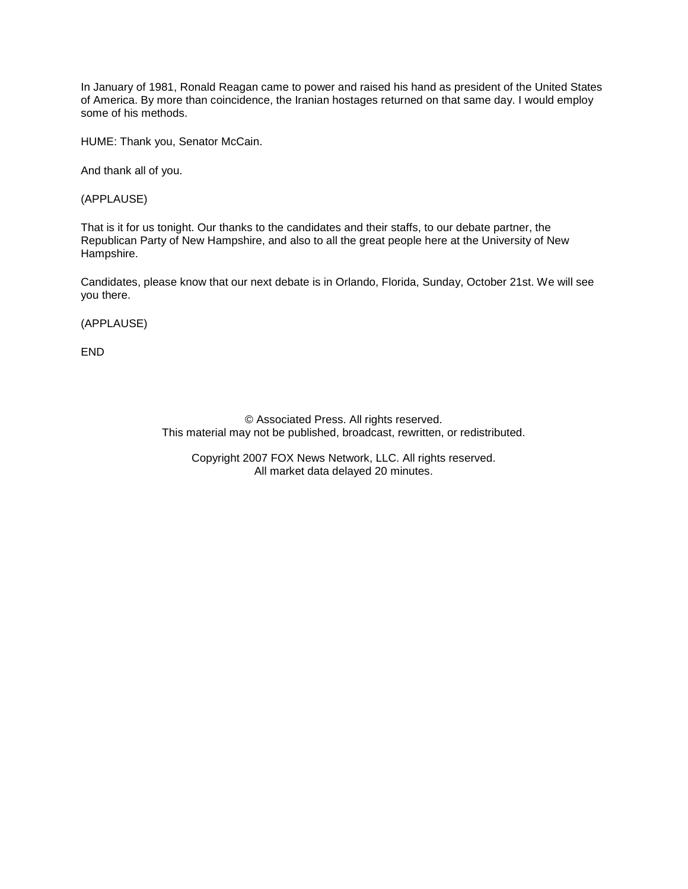In January of 1981, Ronald Reagan came to power and raised his hand as president of the United States of America. By more than coincidence, the Iranian hostages returned on that same day. I would employ some of his methods.

HUME: Thank you, Senator McCain.

And thank all of you.

(APPLAUSE)

That is it for us tonight. Our thanks to the candidates and their staffs, to our debate partner, the Republican Party of New Hampshire, and also to all the great people here at the University of New Hampshire.

Candidates, please know that our next debate is in Orlando, Florida, Sunday, October 21st. We will see you there.

(APPLAUSE)

END

© Associated Press. All rights reserved.
This material may not be published, broadcast, rewritten, or redistributed.

Copyright 2007 FOX News Network, LLC. All rights reserved.
All market data delayed 20 minutes.